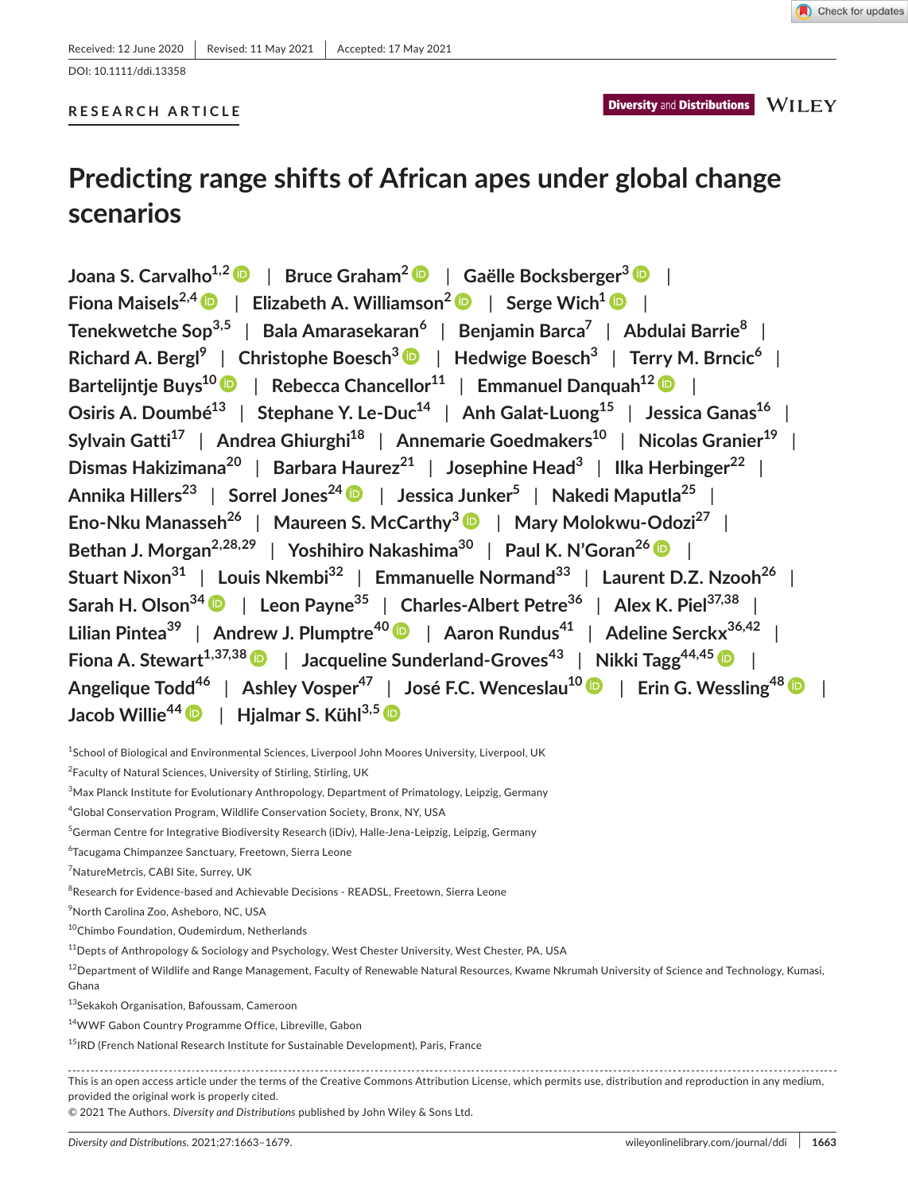Received: 12 June 2020 | Revised: 11 May 2021 | Accepted: 17 May 2021

DOI: 10.1111/ddi.13358

RESEARCH ARTICLE

# Predicting range shifts of African apes under global change scenarios

Joana S. Carvalho[1,2] | Bruce Graham[2] | Gaëlle Bocksberger[3] | Fiona Maisels[2,4] | Elizabeth A. Williamson[2] | Serge Wich[1] | Tenekwetche Sop[3,5] | Bala Amarasekaran[6] | Benjamin Barca[7] | Abdulai Barrie[8] | Richard A. Bergl[9] | Christophe Boesch[3] | Hedwige Boesch[3] | Terry M. Brncic[6] | Bartelijntje Buys[10] | Rebecca Chancellor[11] | Emmanuel Danquah[12] | Osiris A. Doumbé[13] | Stephane Y. Le-Duc[14] | Anh Galat-Luong[15] | Jessica Ganas[16] | Sylvain Gatti[17] | Andrea Ghiurghi[18] | Annemarie Goedmakers[10] | Nicolas Granier[19] | Dismas Hakizimana[20] | Barbara Haurez[21] | Josephine Head[3] | Ilka Herbinger[22] | Annika Hillers[23] | Sorrel Jones[24] | Jessica Junker[5] | Nakedi Maputla[25] | Eno-Nku Manasseh[26] | Maureen S. McCarthy[3] | Mary Molokwu-Odozi[27] | Bethan J. Morgan[2,28,29] | Yoshihiro Nakashima[30] | Paul K. N'Goran[26] | Stuart Nixon[31] | Louis Nkembi[32] | Emmanuelle Normand[33] | Laurent D.Z. Nzooh[26] | Sarah H. Olson[34] | Leon Payne[35] | Charles-Albert Petre[36] | Alex K. Piel[37,38] | Lilian Pintea[39] | Andrew J. Plumptre[40] | Aaron Rundus[41] | Adeline Serckx[36,42] | Fiona A. Stewart[1,37,38] | Jacqueline Sunderland-Groves[43] | Nikki Tagg[44,45] | Angelique Todd[46] | Ashley Vosper[47] | José F.C. Wenceslau[10] | Erin G. Wessling[48] | Jacob Willie[44] | Hjalmar S. Kühl[3,5]

[1]School of Biological and Environmental Sciences, Liverpool John Moores University, Liverpool, UK

[2]Faculty of Natural Sciences, University of Stirling, Stirling, UK

[3]Max Planck Institute for Evolutionary Anthropology, Department of Primatology, Leipzig, Germany

[4]Global Conservation Program, Wildlife Conservation Society, Bronx, NY, USA

[5]German Centre for Integrative Biodiversity Research (iDiv), Halle-Jena-Leipzig, Leipzig, Germany

[6]Tacugama Chimpanzee Sanctuary, Freetown, Sierra Leone

[7]NatureMetrcis, CABI Site, Surrey, UK

[8]Research for Evidence-based and Achievable Decisions - READSL, Freetown, Sierra Leone

[9]North Carolina Zoo, Asheboro, NC, USA

[10]Chimbo Foundation, Oudemirdum, Netherlands

[11]Depts of Anthropology & Sociology and Psychology, West Chester University, West Chester, PA, USA

[12]Department of Wildlife and Range Management, Faculty of Renewable Natural Resources, Kwame Nkrumah University of Science and Technology, Kumasi, Ghana

[13]Sekakoh Organisation, Bafoussam, Cameroon

[14]WWF Gabon Country Programme Office, Libreville, Gabon

[15]IRD (French National Research Institute for Sustainable Development), Paris, France

This is an open access article under the terms of the Creative Commons Attribution License, which permits use, distribution and reproduction in any medium, provided the original work is properly cited.

© 2021 The Authors. *Diversity and Distributions* published by John Wiley & Sons Ltd.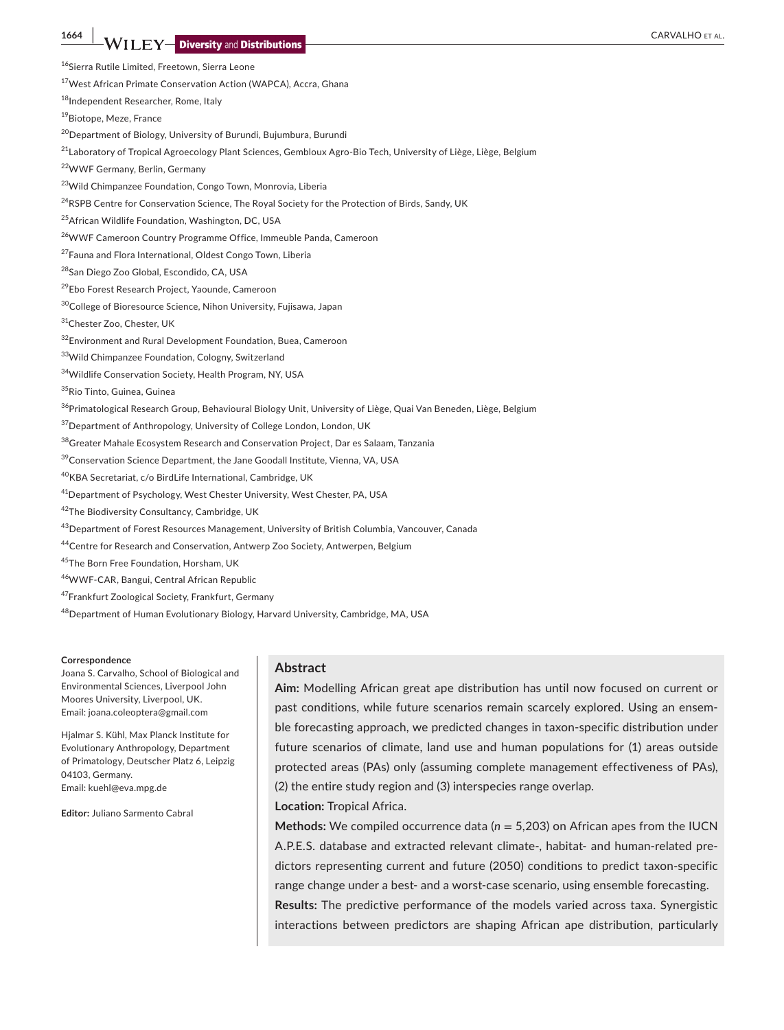[16]Sierra Rutile Limited, Freetown, Sierra Leone

[17]West African Primate Conservation Action (WAPCA), Accra, Ghana

[18]Independent Researcher, Rome, Italy

[19]Biotope, Meze, France

[20]Department of Biology, University of Burundi, Bujumbura, Burundi

[21]Laboratory of Tropical Agroecology Plant Sciences, Gembloux Agro-Bio Tech, University of Liège, Liège, Belgium

[22]WWF Germany, Berlin, Germany

[23]Wild Chimpanzee Foundation, Congo Town, Monrovia, Liberia

[24]RSPB Centre for Conservation Science, The Royal Society for the Protection of Birds, Sandy, UK

[25]African Wildlife Foundation, Washington, DC, USA

[26]WWF Cameroon Country Programme Office, Immeuble Panda, Cameroon

[27]Fauna and Flora International, Oldest Congo Town, Liberia

[28]San Diego Zoo Global, Escondido, CA, USA

[29]Ebo Forest Research Project, Yaounde, Cameroon

[30]College of Bioresource Science, Nihon University, Fujisawa, Japan

[31]Chester Zoo, Chester, UK

[32]Environment and Rural Development Foundation, Buea, Cameroon

[33]Wild Chimpanzee Foundation, Cologny, Switzerland

[34]Wildlife Conservation Society, Health Program, NY, USA

[35]Rio Tinto, Guinea, Guinea

[36]Primatological Research Group, Behavioural Biology Unit, University of Liège, Quai Van Beneden, Liège, Belgium

[37]Department of Anthropology, University of College London, London, UK

[38]Greater Mahale Ecosystem Research and Conservation Project, Dar es Salaam, Tanzania

[39]Conservation Science Department, the Jane Goodall Institute, Vienna, VA, USA

[40]KBA Secretariat, c/o BirdLife International, Cambridge, UK

[41]Department of Psychology, West Chester University, West Chester, PA, USA

[42]The Biodiversity Consultancy, Cambridge, UK

[43]Department of Forest Resources Management, University of British Columbia, Vancouver, Canada

[44]Centre for Research and Conservation, Antwerp Zoo Society, Antwerpen, Belgium

[45]The Born Free Foundation, Horsham, UK

[46]WWF-CAR, Bangui, Central African Republic

[47]Frankfurt Zoological Society, Frankfurt, Germany

[48]Department of Human Evolutionary Biology, Harvard University, Cambridge, MA, USA

**Correspondence**

Joana S. Carvalho, School of Biological and Environmental Sciences, Liverpool John Moores University, Liverpool, UK.
Email: joana.coleoptera@gmail.com

Hjalmar S. Kühl, Max Planck Institute for Evolutionary Anthropology, Department of Primatology, Deutscher Platz 6, Leipzig 04103, Germany.
Email: kuehl@eva.mpg.de

**Editor:** Juliano Sarmento Cabral

## Abstract

**Aim:** Modelling African great ape distribution has until now focused on current or past conditions, while future scenarios remain scarcely explored. Using an ensemble forecasting approach, we predicted changes in taxon-specific distribution under future scenarios of climate, land use and human populations for (1) areas outside protected areas (PAs) only (assuming complete management effectiveness of PAs), (2) the entire study region and (3) interspecies range overlap.

**Location:** Tropical Africa.

**Methods:** We compiled occurrence data ($n$ = 5,203) on African apes from the IUCN A.P.E.S. database and extracted relevant climate-, habitat- and human-related predictors representing current and future (2050) conditions to predict taxon-specific range change under a best- and a worst-case scenario, using ensemble forecasting.

**Results:** The predictive performance of the models varied across taxa. Synergistic interactions between predictors are shaping African ape distribution, particularly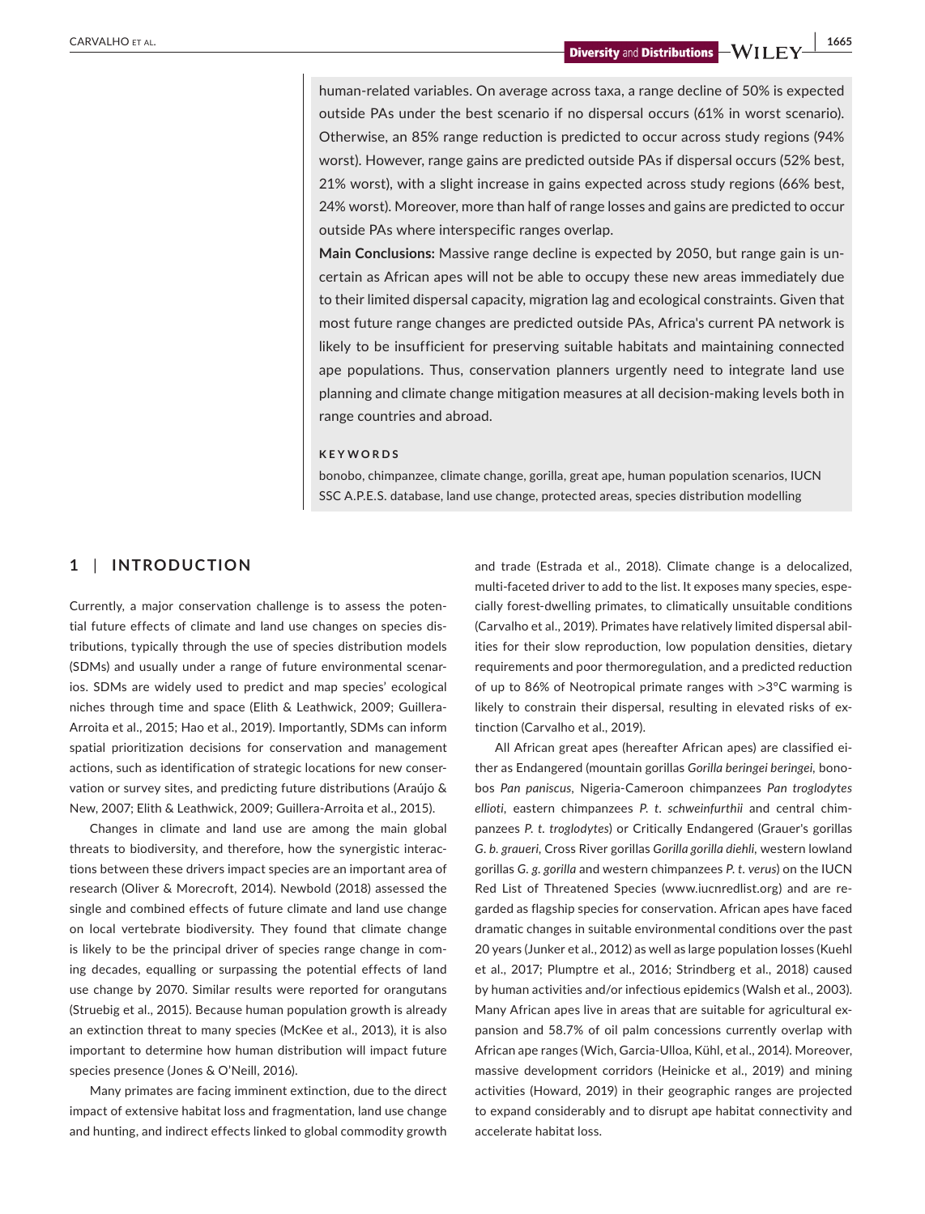human-related variables. On average across taxa, a range decline of 50% is expected outside PAs under the best scenario if no dispersal occurs (61% in worst scenario). Otherwise, an 85% range reduction is predicted to occur across study regions (94% worst). However, range gains are predicted outside PAs if dispersal occurs (52% best, 21% worst), with a slight increase in gains expected across study regions (66% best, 24% worst). Moreover, more than half of range losses and gains are predicted to occur outside PAs where interspecific ranges overlap.

**Main Conclusions:** Massive range decline is expected by 2050, but range gain is uncertain as African apes will not be able to occupy these new areas immediately due to their limited dispersal capacity, migration lag and ecological constraints. Given that most future range changes are predicted outside PAs, Africa's current PA network is likely to be insufficient for preserving suitable habitats and maintaining connected ape populations. Thus, conservation planners urgently need to integrate land use planning and climate change mitigation measures at all decision-making levels both in range countries and abroad.

**KEYWORDS**

bonobo, chimpanzee, climate change, gorilla, great ape, human population scenarios, IUCN SSC A.P.E.S. database, land use change, protected areas, species distribution modelling

## 1 | INTRODUCTION

Currently, a major conservation challenge is to assess the potential future effects of climate and land use changes on species distributions, typically through the use of species distribution models (SDMs) and usually under a range of future environmental scenarios. SDMs are widely used to predict and map species' ecological niches through time and space (Elith & Leathwick, 2009; Guillera-Arroita et al., 2015; Hao et al., 2019). Importantly, SDMs can inform spatial prioritization decisions for conservation and management actions, such as identification of strategic locations for new conservation or survey sites, and predicting future distributions (Araújo & New, 2007; Elith & Leathwick, 2009; Guillera-Arroita et al., 2015).

Changes in climate and land use are among the main global threats to biodiversity, and therefore, how the synergistic interactions between these drivers impact species are an important area of research (Oliver & Morecroft, 2014). Newbold (2018) assessed the single and combined effects of future climate and land use change on local vertebrate biodiversity. They found that climate change is likely to be the principal driver of species range change in coming decades, equalling or surpassing the potential effects of land use change by 2070. Similar results were reported for orangutans (Struebig et al., 2015). Because human population growth is already an extinction threat to many species (McKee et al., 2013), it is also important to determine how human distribution will impact future species presence (Jones & O'Neill, 2016).

Many primates are facing imminent extinction, due to the direct impact of extensive habitat loss and fragmentation, land use change and hunting, and indirect effects linked to global commodity growth and trade (Estrada et al., 2018). Climate change is a delocalized, multi-faceted driver to add to the list. It exposes many species, especially forest-dwelling primates, to climatically unsuitable conditions (Carvalho et al., 2019). Primates have relatively limited dispersal abilities for their slow reproduction, low population densities, dietary requirements and poor thermoregulation, and a predicted reduction of up to 86% of Neotropical primate ranges with >3°C warming is likely to constrain their dispersal, resulting in elevated risks of extinction (Carvalho et al., 2019).

All African great apes (hereafter African apes) are classified either as Endangered (mountain gorillas *Gorilla beringei beringei*, bonobos *Pan paniscus*, Nigeria-Cameroon chimpanzees *Pan troglodytes ellioti*, eastern chimpanzees *P. t. schweinfurthii* and central chimpanzees *P. t. troglodytes*) or Critically Endangered (Grauer's gorillas *G. b. graueri*, Cross River gorillas *Gorilla gorilla diehli*, western lowland gorillas *G. g. gorilla* and western chimpanzees *P. t. verus*) on the IUCN Red List of Threatened Species (www.iucnredlist.org) and are regarded as flagship species for conservation. African apes have faced dramatic changes in suitable environmental conditions over the past 20 years (Junker et al., 2012) as well as large population losses (Kuehl et al., 2017; Plumptre et al., 2016; Strindberg et al., 2018) caused by human activities and/or infectious epidemics (Walsh et al., 2003). Many African apes live in areas that are suitable for agricultural expansion and 58.7% of oil palm concessions currently overlap with African ape ranges (Wich, Garcia-Ulloa, Kühl, et al., 2014). Moreover, massive development corridors (Heinicke et al., 2019) and mining activities (Howard, 2019) in their geographic ranges are projected to expand considerably and to disrupt ape habitat connectivity and accelerate habitat loss.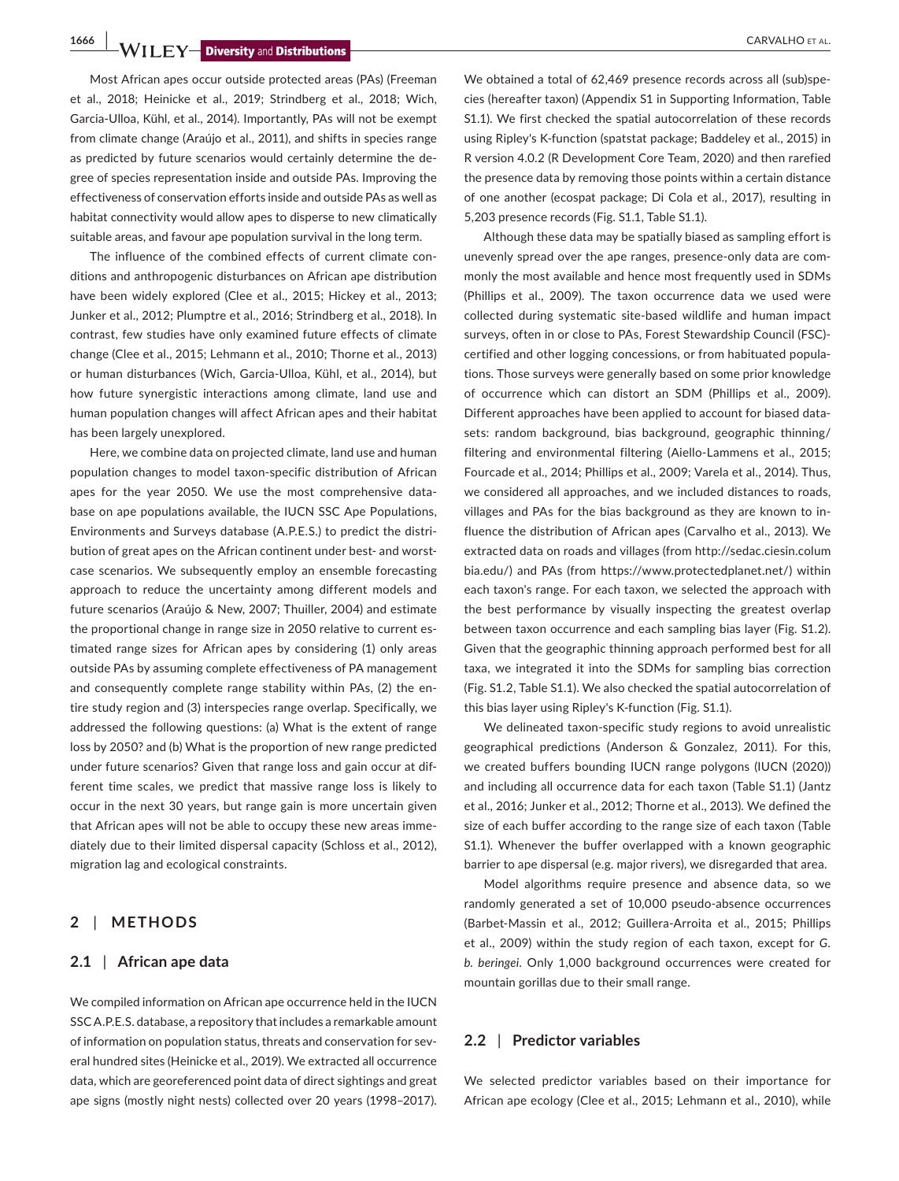Most African apes occur outside protected areas (PAs) (Freeman et al., 2018; Heinicke et al., 2019; Strindberg et al., 2018; Wich, Garcia-Ulloa, Kühl, et al., 2014). Importantly, PAs will not be exempt from climate change (Araújo et al., 2011), and shifts in species range as predicted by future scenarios would certainly determine the degree of species representation inside and outside PAs. Improving the effectiveness of conservation efforts inside and outside PAs as well as habitat connectivity would allow apes to disperse to new climatically suitable areas, and favour ape population survival in the long term.

The influence of the combined effects of current climate conditions and anthropogenic disturbances on African ape distribution have been widely explored (Clee et al., 2015; Hickey et al., 2013; Junker et al., 2012; Plumptre et al., 2016; Strindberg et al., 2018). In contrast, few studies have only examined future effects of climate change (Clee et al., 2015; Lehmann et al., 2010; Thorne et al., 2013) or human disturbances (Wich, Garcia-Ulloa, Kühl, et al., 2014), but how future synergistic interactions among climate, land use and human population changes will affect African apes and their habitat has been largely unexplored.

Here, we combine data on projected climate, land use and human population changes to model taxon-specific distribution of African apes for the year 2050. We use the most comprehensive database on ape populations available, the IUCN SSC Ape Populations, Environments and Surveys database (A.P.E.S.) to predict the distribution of great apes on the African continent under best- and worst-case scenarios. We subsequently employ an ensemble forecasting approach to reduce the uncertainty among different models and future scenarios (Araújo & New, 2007; Thuiller, 2004) and estimate the proportional change in range size in 2050 relative to current estimated range sizes for African apes by considering (1) only areas outside PAs by assuming complete effectiveness of PA management and consequently complete range stability within PAs, (2) the entire study region and (3) interspecies range overlap. Specifically, we addressed the following questions: (a) What is the extent of range loss by 2050? and (b) What is the proportion of new range predicted under future scenarios? Given that range loss and gain occur at different time scales, we predict that massive range loss is likely to occur in the next 30 years, but range gain is more uncertain given that African apes will not be able to occupy these new areas immediately due to their limited dispersal capacity (Schloss et al., 2012), migration lag and ecological constraints.

## 2 | METHODS

### 2.1 | African ape data

We compiled information on African ape occurrence held in the IUCN SSC A.P.E.S. database, a repository that includes a remarkable amount of information on population status, threats and conservation for several hundred sites (Heinicke et al., 2019). We extracted all occurrence data, which are georeferenced point data of direct sightings and great ape signs (mostly night nests) collected over 20 years (1998–2017). We obtained a total of 62,469 presence records across all (sub)species (hereafter taxon) (Appendix S1 in Supporting Information, Table S1.1). We first checked the spatial autocorrelation of these records using Ripley's K-function (spatstat package; Baddeley et al., 2015) in R version 4.0.2 (R Development Core Team, 2020) and then rarefied the presence data by removing those points within a certain distance of one another (ecospat package; Di Cola et al., 2017), resulting in 5,203 presence records (Fig. S1.1, Table S1.1).

Although these data may be spatially biased as sampling effort is unevenly spread over the ape ranges, presence-only data are commonly the most available and hence most frequently used in SDMs (Phillips et al., 2009). The taxon occurrence data we used were collected during systematic site-based wildlife and human impact surveys, often in or close to PAs, Forest Stewardship Council (FSC)-certified and other logging concessions, or from habituated populations. Those surveys were generally based on some prior knowledge of occurrence which can distort an SDM (Phillips et al., 2009). Different approaches have been applied to account for biased datasets: random background, bias background, geographic thinning/filtering and environmental filtering (Aiello-Lammens et al., 2015; Fourcade et al., 2014; Phillips et al., 2009; Varela et al., 2014). Thus, we considered all approaches, and we included distances to roads, villages and PAs for the bias background as they are known to influence the distribution of African apes (Carvalho et al., 2013). We extracted data on roads and villages (from http://sedac.ciesin.columbia.edu/) and PAs (from https://www.protectedplanet.net/) within each taxon's range. For each taxon, we selected the approach with the best performance by visually inspecting the greatest overlap between taxon occurrence and each sampling bias layer (Fig. S1.2). Given that the geographic thinning approach performed best for all taxa, we integrated it into the SDMs for sampling bias correction (Fig. S1.2, Table S1.1). We also checked the spatial autocorrelation of this bias layer using Ripley's K-function (Fig. S1.1).

We delineated taxon-specific study regions to avoid unrealistic geographical predictions (Anderson & Gonzalez, 2011). For this, we created buffers bounding IUCN range polygons (IUCN (2020)) and including all occurrence data for each taxon (Table S1.1) (Jantz et al., 2016; Junker et al., 2012; Thorne et al., 2013). We defined the size of each buffer according to the range size of each taxon (Table S1.1). Whenever the buffer overlapped with a known geographic barrier to ape dispersal (e.g. major rivers), we disregarded that area.

Model algorithms require presence and absence data, so we randomly generated a set of 10,000 pseudo-absence occurrences (Barbet-Massin et al., 2012; Guillera-Arroita et al., 2015; Phillips et al., 2009) within the study region of each taxon, except for *G. b. beringei*. Only 1,000 background occurrences were created for mountain gorillas due to their small range.

### 2.2 | Predictor variables

We selected predictor variables based on their importance for African ape ecology (Clee et al., 2015; Lehmann et al., 2010), while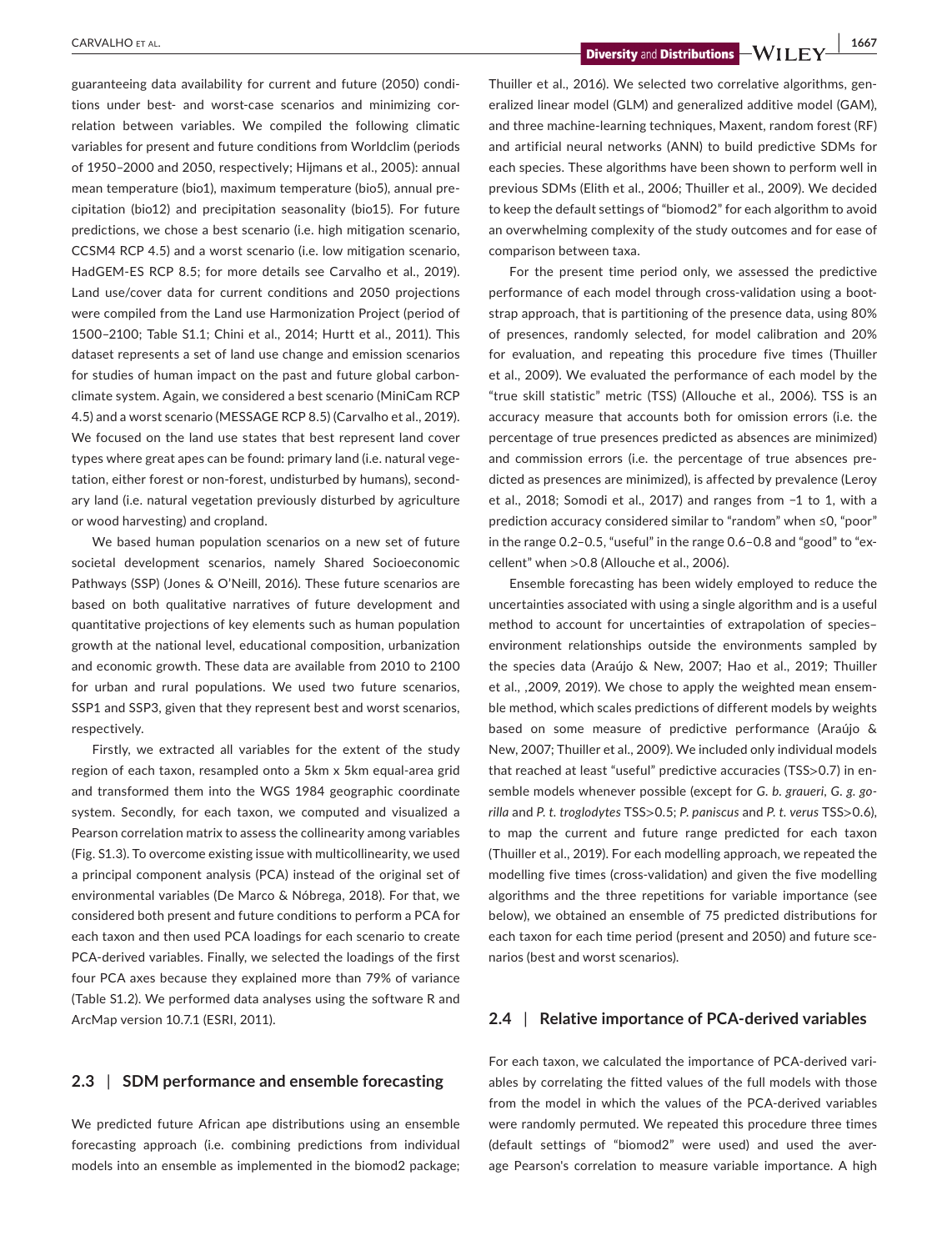guaranteeing data availability for current and future (2050) conditions under best- and worst-case scenarios and minimizing correlation between variables. We compiled the following climatic variables for present and future conditions from Worldclim (periods of 1950–2000 and 2050, respectively; Hijmans et al., 2005): annual mean temperature (bio1), maximum temperature (bio5), annual precipitation (bio12) and precipitation seasonality (bio15). For future predictions, we chose a best scenario (i.e. high mitigation scenario, CCSM4 RCP 4.5) and a worst scenario (i.e. low mitigation scenario, HadGEM-ES RCP 8.5; for more details see Carvalho et al., 2019). Land use/cover data for current conditions and 2050 projections were compiled from the Land use Harmonization Project (period of 1500–2100; Table S1.1; Chini et al., 2014; Hurtt et al., 2011). This dataset represents a set of land use change and emission scenarios for studies of human impact on the past and future global carbon-climate system. Again, we considered a best scenario (MiniCam RCP 4.5) and a worst scenario (MESSAGE RCP 8.5) (Carvalho et al., 2019). We focused on the land use states that best represent land cover types where great apes can be found: primary land (i.e. natural vegetation, either forest or non-forest, undisturbed by humans), secondary land (i.e. natural vegetation previously disturbed by agriculture or wood harvesting) and cropland.

We based human population scenarios on a new set of future societal development scenarios, namely Shared Socioeconomic Pathways (SSP) (Jones & O'Neill, 2016). These future scenarios are based on both qualitative narratives of future development and quantitative projections of key elements such as human population growth at the national level, educational composition, urbanization and economic growth. These data are available from 2010 to 2100 for urban and rural populations. We used two future scenarios, SSP1 and SSP3, given that they represent best and worst scenarios, respectively.

Firstly, we extracted all variables for the extent of the study region of each taxon, resampled onto a 5km x 5km equal-area grid and transformed them into the WGS 1984 geographic coordinate system. Secondly, for each taxon, we computed and visualized a Pearson correlation matrix to assess the collinearity among variables (Fig. S1.3). To overcome existing issue with multicollinearity, we used a principal component analysis (PCA) instead of the original set of environmental variables (De Marco & Nóbrega, 2018). For that, we considered both present and future conditions to perform a PCA for each taxon and then used PCA loadings for each scenario to create PCA-derived variables. Finally, we selected the loadings of the first four PCA axes because they explained more than 79% of variance (Table S1.2). We performed data analyses using the software R and ArcMap version 10.7.1 (ESRI, 2011).

## 2.3 | SDM performance and ensemble forecasting

We predicted future African ape distributions using an ensemble forecasting approach (i.e. combining predictions from individual models into an ensemble as implemented in the biomod2 package; Thuiller et al., 2016). We selected two correlative algorithms, generalized linear model (GLM) and generalized additive model (GAM), and three machine-learning techniques, Maxent, random forest (RF) and artificial neural networks (ANN) to build predictive SDMs for each species. These algorithms have been shown to perform well in previous SDMs (Elith et al., 2006; Thuiller et al., 2009). We decided to keep the default settings of "biomod2" for each algorithm to avoid an overwhelming complexity of the study outcomes and for ease of comparison between taxa.

For the present time period only, we assessed the predictive performance of each model through cross-validation using a bootstrap approach, that is partitioning of the presence data, using 80% of presences, randomly selected, for model calibration and 20% for evaluation, and repeating this procedure five times (Thuiller et al., 2009). We evaluated the performance of each model by the "true skill statistic" metric (TSS) (Allouche et al., 2006). TSS is an accuracy measure that accounts both for omission errors (i.e. the percentage of true presences predicted as absences are minimized) and commission errors (i.e. the percentage of true absences predicted as presences are minimized), is affected by prevalence (Leroy et al., 2018; Somodi et al., 2017) and ranges from −1 to 1, with a prediction accuracy considered similar to "random" when ≤0, "poor" in the range 0.2–0.5, "useful" in the range 0.6–0.8 and "good" to "excellent" when >0.8 (Allouche et al., 2006).

Ensemble forecasting has been widely employed to reduce the uncertainties associated with using a single algorithm and is a useful method to account for uncertainties of extrapolation of species–environment relationships outside the environments sampled by the species data (Araújo & New, 2007; Hao et al., 2019; Thuiller et al., ,2009, 2019). We chose to apply the weighted mean ensemble method, which scales predictions of different models by weights based on some measure of predictive performance (Araújo & New, 2007; Thuiller et al., 2009). We included only individual models that reached at least "useful" predictive accuracies (TSS>0.7) in ensemble models whenever possible (except for *G. b. graueri*, *G. g. gorilla* and *P. t. troglodytes* TSS>0.5; *P. paniscus* and *P. t. verus* TSS>0.6), to map the current and future range predicted for each taxon (Thuiller et al., 2019). For each modelling approach, we repeated the modelling five times (cross-validation) and given the five modelling algorithms and the three repetitions for variable importance (see below), we obtained an ensemble of 75 predicted distributions for each taxon for each time period (present and 2050) and future scenarios (best and worst scenarios).

## 2.4 | Relative importance of PCA-derived variables

For each taxon, we calculated the importance of PCA-derived variables by correlating the fitted values of the full models with those from the model in which the values of the PCA-derived variables were randomly permuted. We repeated this procedure three times (default settings of "biomod2" were used) and used the average Pearson's correlation to measure variable importance. A high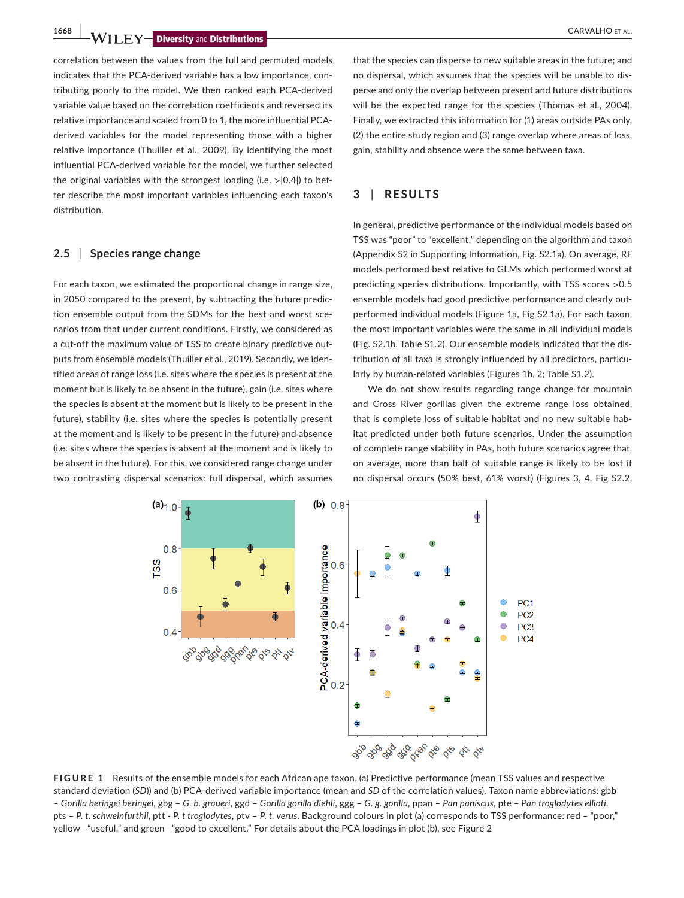correlation between the values from the full and permuted models indicates that the PCA-derived variable has a low importance, contributing poorly to the model. We then ranked each PCA-derived variable value based on the correlation coefficients and reversed its relative importance and scaled from 0 to 1, the more influential PCA-derived variables for the model representing those with a higher relative importance (Thuiller et al., 2009). By identifying the most influential PCA-derived variable for the model, we further selected the original variables with the strongest loading (i.e. >|0.4|) to better describe the most important variables influencing each taxon's distribution.

### 2.5 | Species range change

For each taxon, we estimated the proportional change in range size, in 2050 compared to the present, by subtracting the future prediction ensemble output from the SDMs for the best and worst scenarios from that under current conditions. Firstly, we considered as a cut-off the maximum value of TSS to create binary predictive outputs from ensemble models (Thuiller et al., 2019). Secondly, we identified areas of range loss (i.e. sites where the species is present at the moment but is likely to be absent in the future), gain (i.e. sites where the species is absent at the moment but is likely to be present in the future), stability (i.e. sites where the species is potentially present at the moment and is likely to be present in the future) and absence (i.e. sites where the species is absent at the moment and is likely to be absent in the future). For this, we considered range change under two contrasting dispersal scenarios: full dispersal, which assumes that the species can disperse to new suitable areas in the future; and no dispersal, which assumes that the species will be unable to disperse and only the overlap between present and future distributions will be the expected range for the species (Thomas et al., 2004). Finally, we extracted this information for (1) areas outside PAs only, (2) the entire study region and (3) range overlap where areas of loss, gain, stability and absence were the same between taxa.

## 3 | RESULTS

In general, predictive performance of the individual models based on TSS was "poor" to "excellent," depending on the algorithm and taxon (Appendix S2 in Supporting Information, Fig. S2.1a). On average, RF models performed best relative to GLMs which performed worst at predicting species distributions. Importantly, with TSS scores >0.5 ensemble models had good predictive performance and clearly outperformed individual models (Figure 1a, Fig S2.1a). For each taxon, the most important variables were the same in all individual models (Fig. S2.1b, Table S1.2). Our ensemble models indicated that the distribution of all taxa is strongly influenced by all predictors, particularly by human-related variables (Figures 1b, 2; Table S1.2).

We do not show results regarding range change for mountain and Cross River gorillas given the extreme range loss obtained, that is complete loss of suitable habitat and no new suitable habitat predicted under both future scenarios. Under the assumption of complete range stability in PAs, both future scenarios agree that, on average, more than half of suitable range is likely to be lost if no dispersal occurs (50% best, 61% worst) (Figures 3, 4, Fig S2.2,

**FIGURE 1** Results of the ensemble models for each African ape taxon. (a) Predictive performance (mean TSS values and respective standard deviation (*SD*)) and (b) PCA-derived variable importance (mean and *SD* of the correlation values). Taxon name abbreviations: gbb – *Gorilla beringei beringei*, gbg – *G. b. graueri*, ggd – *Gorilla gorilla diehli*, ggg – *G. g. gorilla*, ppan – *Pan paniscus*, pte – *Pan troglodytes ellioti*, pts – *P. t. schweinfurthii*, ptt - *P. t troglodytes*, ptv – *P. t. verus*. Background colours in plot (a) corresponds to TSS performance: red – "poor," yellow –"useful," and green –"good to excellent." For details about the PCA loadings in plot (b), see Figure 2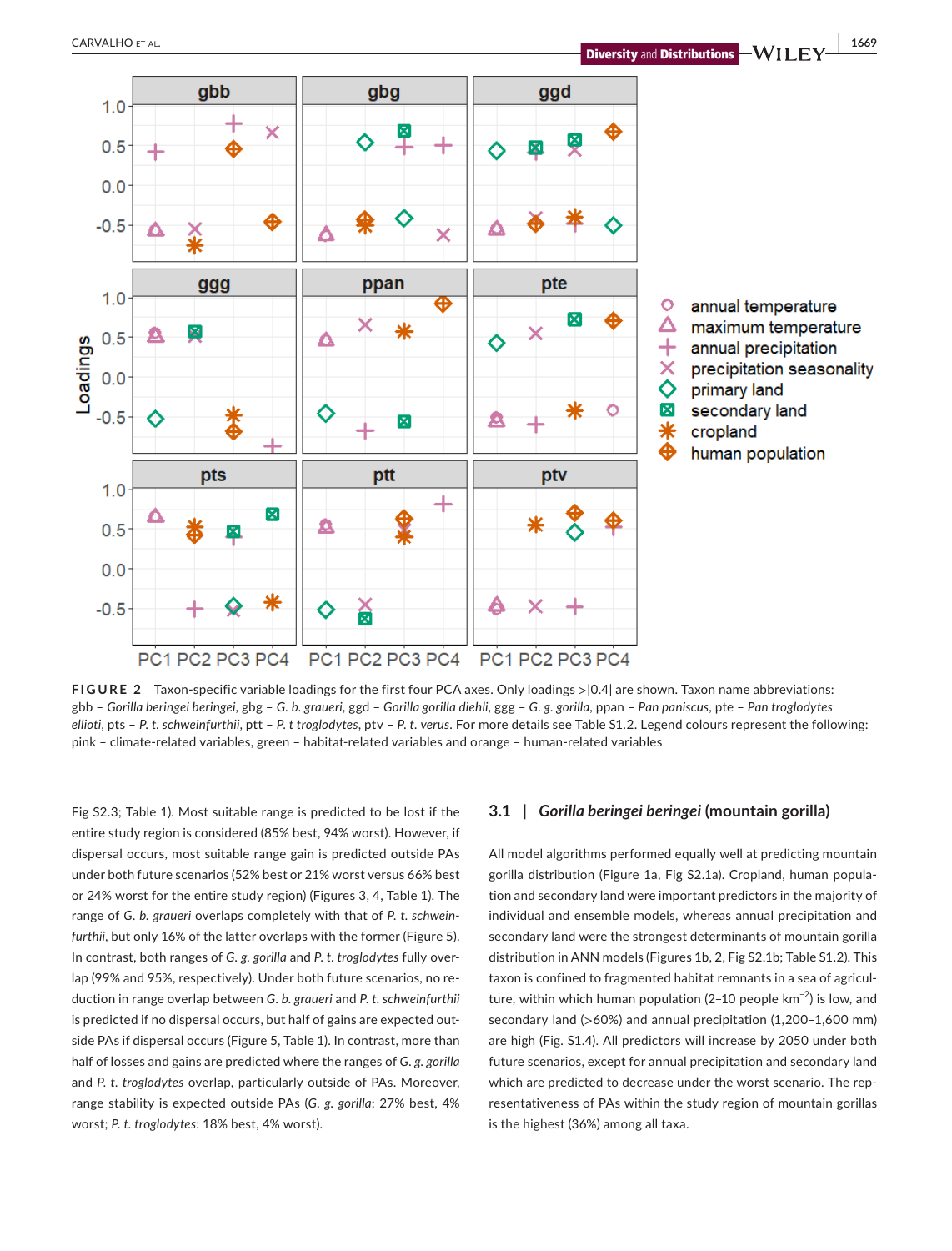**FIGURE 2** Taxon-specific variable loadings for the first four PCA axes. Only loadings >|0.4| are shown. Taxon name abbreviations: gbb – *Gorilla beringei beringei*, gbg – *G. b. graueri*, ggd – *Gorilla gorilla diehli*, ggg – *G. g. gorilla*, ppan – *Pan paniscus*, pte – *Pan troglodytes ellioti*, pts – *P. t. schweinfurthii*, ptt – *P. t troglodytes*, ptv – *P. t. verus*. For more details see Table S1.2. Legend colours represent the following: pink – climate-related variables, green – habitat-related variables and orange – human-related variables

Fig S2.3; Table 1). Most suitable range is predicted to be lost if the entire study region is considered (85% best, 94% worst). However, if dispersal occurs, most suitable range gain is predicted outside PAs under both future scenarios (52% best or 21% worst versus 66% best or 24% worst for the entire study region) (Figures 3, 4, Table 1). The range of *G. b. graueri* overlaps completely with that of *P. t. schweinfurthii*, but only 16% of the latter overlaps with the former (Figure 5). In contrast, both ranges of *G. g. gorilla* and *P. t. troglodytes* fully overlap (99% and 95%, respectively). Under both future scenarios, no reduction in range overlap between *G. b. graueri* and *P. t. schweinfurthii* is predicted if no dispersal occurs, but half of gains are expected outside PAs if dispersal occurs (Figure 5, Table 1). In contrast, more than half of losses and gains are predicted where the ranges of *G. g. gorilla* and *P. t. troglodytes* overlap, particularly outside of PAs. Moreover, range stability is expected outside PAs (*G. g. gorilla*: 27% best, 4% worst; *P. t. troglodytes*: 18% best, 4% worst).

### 3.1 | *Gorilla beringei beringei* (mountain gorilla)

All model algorithms performed equally well at predicting mountain gorilla distribution (Figure 1a, Fig S2.1a). Cropland, human population and secondary land were important predictors in the majority of individual and ensemble models, whereas annual precipitation and secondary land were the strongest determinants of mountain gorilla distribution in ANN models (Figures 1b, 2, Fig S2.1b; Table S1.2). This taxon is confined to fragmented habitat remnants in a sea of agriculture, within which human population (2–10 people km$^{-2}$) is low, and secondary land (>60%) and annual precipitation (1,200–1,600 mm) are high (Fig. S1.4). All predictors will increase by 2050 under both future scenarios, except for annual precipitation and secondary land which are predicted to decrease under the worst scenario. The representativeness of PAs within the study region of mountain gorillas is the highest (36%) among all taxa.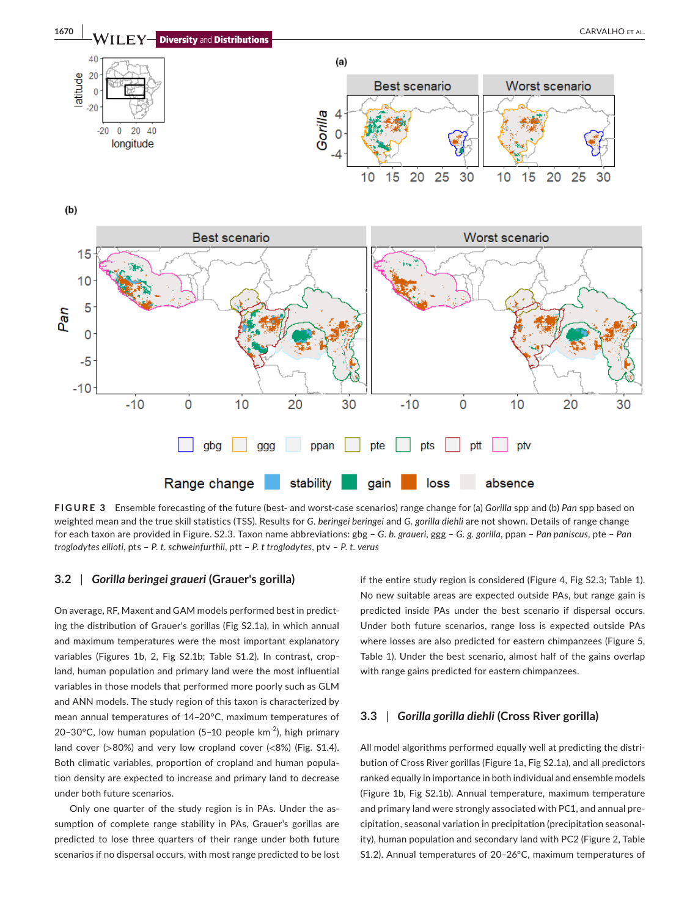**FIGURE 3** Ensemble forecasting of the future (best- and worst-case scenarios) range change for (a) *Gorilla* spp and (b) *Pan* spp based on weighted mean and the true skill statistics (TSS). Results for *G. beringei beringei* and *G. gorilla diehli* are not shown. Details of range change for each taxon are provided in Figure. S2.3. Taxon name abbreviations: gbg – *G. b. graueri*, ggg – *G. g. gorilla*, ppan – *Pan paniscus*, pte – *Pan troglodytes ellioti*, pts – *P. t. schweinfurthii*, ptt – *P. t troglodytes*, ptv – *P. t. verus*

### 3.2 | *Gorilla beringei graueri* (Grauer's gorilla)

On average, RF, Maxent and GAM models performed best in predicting the distribution of Grauer's gorillas (Fig S2.1a), in which annual and maximum temperatures were the most important explanatory variables (Figures 1b, 2, Fig S2.1b; Table S1.2). In contrast, cropland, human population and primary land were the most influential variables in those models that performed more poorly such as GLM and ANN models. The study region of this taxon is characterized by mean annual temperatures of 14–20°C, maximum temperatures of 20–30°C, low human population (5–10 people km$^{-2}$), high primary land cover (>80%) and very low cropland cover (<8%) (Fig. S1.4). Both climatic variables, proportion of cropland and human population density are expected to increase and primary land to decrease under both future scenarios.

Only one quarter of the study region is in PAs. Under the assumption of complete range stability in PAs, Grauer's gorillas are predicted to lose three quarters of their range under both future scenarios if no dispersal occurs, with most range predicted to be lost if the entire study region is considered (Figure 4, Fig S2.3; Table 1). No new suitable areas are expected outside PAs, but range gain is predicted inside PAs under the best scenario if dispersal occurs. Under both future scenarios, range loss is expected outside PAs where losses are also predicted for eastern chimpanzees (Figure 5, Table 1). Under the best scenario, almost half of the gains overlap with range gains predicted for eastern chimpanzees.

### 3.3 | *Gorilla gorilla diehli* (Cross River gorilla)

All model algorithms performed equally well at predicting the distribution of Cross River gorillas (Figure 1a, Fig S2.1a), and all predictors ranked equally in importance in both individual and ensemble models (Figure 1b, Fig S2.1b). Annual temperature, maximum temperature and primary land were strongly associated with PC1, and annual precipitation, seasonal variation in precipitation (precipitation seasonality), human population and secondary land with PC2 (Figure 2, Table S1.2). Annual temperatures of 20–26°C, maximum temperatures of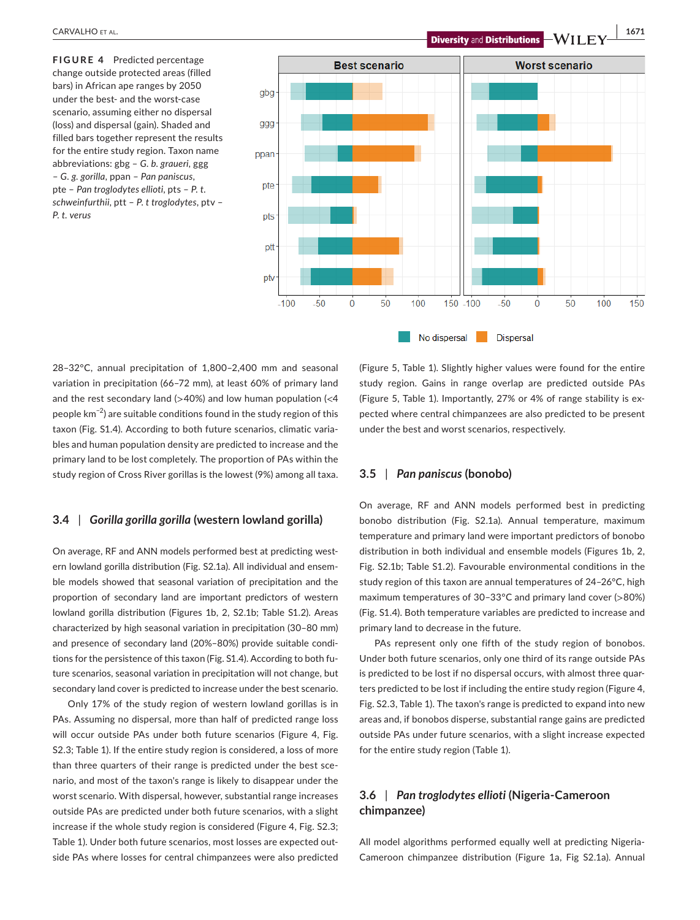**FIGURE 4** Predicted percentage change outside protected areas (filled bars) in African ape ranges by 2050 under the best- and the worst-case scenario, assuming either no dispersal (loss) and dispersal (gain). Shaded and filled bars together represent the results for the entire study region. Taxon name abbreviations: gbg – *G. b. graueri*, ggg – *G. g. gorilla*, ppan – *Pan paniscus*, pte – *Pan troglodytes ellioti*, pts – *P. t. schweinfurthii*, ptt – *P. t troglodytes*, ptv – *P. t. verus*

28–32°C, annual precipitation of 1,800–2,400 mm and seasonal variation in precipitation (66–72 mm), at least 60% of primary land and the rest secondary land (>40%) and low human population (<4 people km$^{-2}$) are suitable conditions found in the study region of this taxon (Fig. S1.4). According to both future scenarios, climatic variables and human population density are predicted to increase and the primary land to be lost completely. The proportion of PAs within the study region of Cross River gorillas is the lowest (9%) among all taxa.

### 3.4 | *Gorilla gorilla gorilla* (western lowland gorilla)

On average, RF and ANN models performed best at predicting western lowland gorilla distribution (Fig. S2.1a). All individual and ensemble models showed that seasonal variation of precipitation and the proportion of secondary land are important predictors of western lowland gorilla distribution (Figures 1b, 2, S2.1b; Table S1.2). Areas characterized by high seasonal variation in precipitation (30–80 mm) and presence of secondary land (20%–80%) provide suitable conditions for the persistence of this taxon (Fig. S1.4). According to both future scenarios, seasonal variation in precipitation will not change, but secondary land cover is predicted to increase under the best scenario.

Only 17% of the study region of western lowland gorillas is in PAs. Assuming no dispersal, more than half of predicted range loss will occur outside PAs under both future scenarios (Figure 4, Fig. S2.3; Table 1). If the entire study region is considered, a loss of more than three quarters of their range is predicted under the best scenario, and most of the taxon's range is likely to disappear under the worst scenario. With dispersal, however, substantial range increases outside PAs are predicted under both future scenarios, with a slight increase if the whole study region is considered (Figure 4, Fig. S2.3; Table 1). Under both future scenarios, most losses are expected outside PAs where losses for central chimpanzees were also predicted (Figure 5, Table 1). Slightly higher values were found for the entire study region. Gains in range overlap are predicted outside PAs (Figure 5, Table 1). Importantly, 27% or 4% of range stability is expected where central chimpanzees are also predicted to be present under the best and worst scenarios, respectively.

### 3.5 | *Pan paniscus* (bonobo)

On average, RF and ANN models performed best in predicting bonobo distribution (Fig. S2.1a). Annual temperature, maximum temperature and primary land were important predictors of bonobo distribution in both individual and ensemble models (Figures 1b, 2, Fig. S2.1b; Table S1.2). Favourable environmental conditions in the study region of this taxon are annual temperatures of 24–26°C, high maximum temperatures of 30–33°C and primary land cover (>80%) (Fig. S1.4). Both temperature variables are predicted to increase and primary land to decrease in the future.

PAs represent only one fifth of the study region of bonobos. Under both future scenarios, only one third of its range outside PAs is predicted to be lost if no dispersal occurs, with almost three quarters predicted to be lost if including the entire study region (Figure 4, Fig. S2.3, Table 1). The taxon's range is predicted to expand into new areas and, if bonobos disperse, substantial range gains are predicted outside PAs under future scenarios, with a slight increase expected for the entire study region (Table 1).

### 3.6 | *Pan troglodytes ellioti* (Nigeria-Cameroon chimpanzee)

All model algorithms performed equally well at predicting Nigeria-Cameroon chimpanzee distribution (Figure 1a, Fig S2.1a). Annual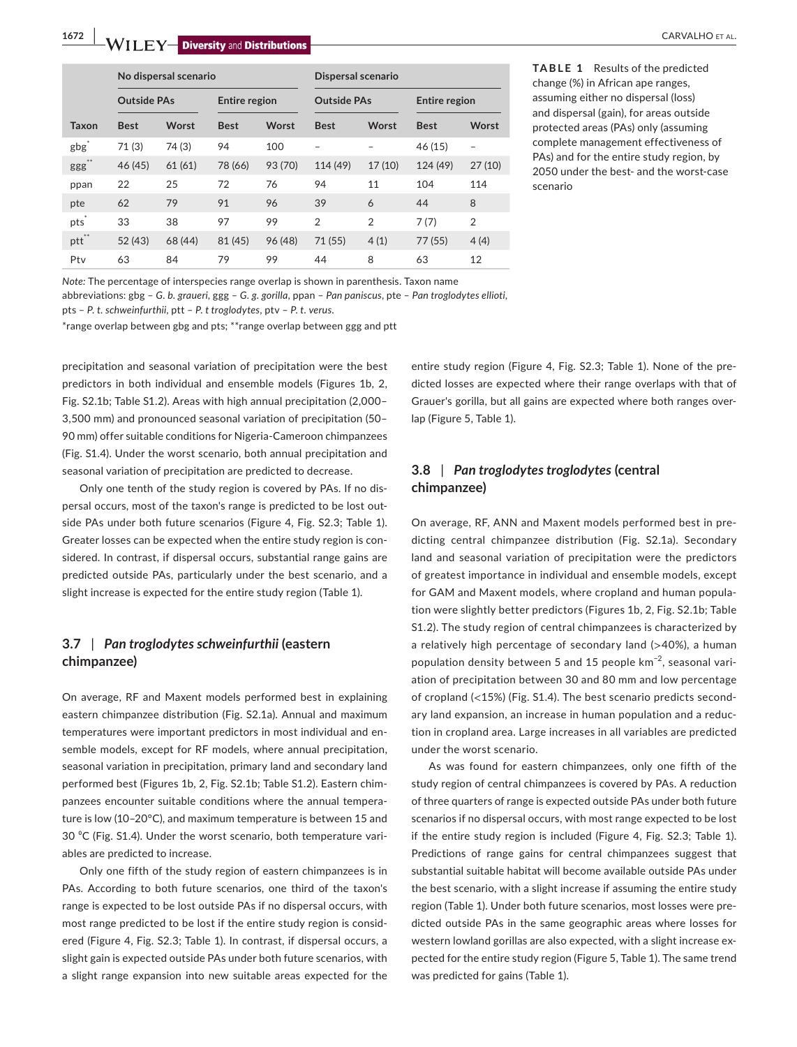**TABLE 1** Results of the predicted change (%) in African ape ranges, assuming either no dispersal (loss) and dispersal (gain), for areas outside protected areas (PAs) only (assuming complete management effectiveness of PAs) and for the entire study region, by 2050 under the best- and the worst-case scenario

| | No dispersal scenario | | | | Dispersal scenario | | | |
|---|---|---|---|---|---|---|---|---|
| | Outside PAs | | Entire region | | Outside PAs | | Entire region | |
| Taxon | Best | Worst | Best | Worst | Best | Worst | Best | Worst |
| gbg* | 71 (3) | 74 (3) | 94 | 100 | – | – | 46 (15) | – |
| ggg** | 46 (45) | 61 (61) | 78 (66) | 93 (70) | 114 (49) | 17 (10) | 124 (49) | 27 (10) |
| ppan | 22 | 25 | 72 | 76 | 94 | 11 | 104 | 114 |
| pte | 62 | 79 | 91 | 96 | 39 | 6 | 44 | 8 |
| pts* | 33 | 38 | 97 | 99 | 2 | 2 | 7 (7) | 2 |
| ptt** | 52 (43) | 68 (44) | 81 (45) | 96 (48) | 71 (55) | 4 (1) | 77 (55) | 4 (4) |
| Ptv | 63 | 84 | 79 | 99 | 44 | 8 | 63 | 12 |

*Note:* The percentage of interspecies range overlap is shown in parenthesis. Taxon name abbreviations: gbg – *G. b. graueri*, ggg – *G. g. gorilla*, ppan – *Pan paniscus*, pte – *Pan troglodytes ellioti*, pts – *P. t. schweinfurthii*, ptt – *P. t troglodytes*, ptv – *P. t. verus*.

*range overlap between gbg and pts; **range overlap between ggg and ptt

precipitation and seasonal variation of precipitation were the best predictors in both individual and ensemble models (Figures 1b, 2, Fig. S2.1b; Table S1.2). Areas with high annual precipitation (2,000–3,500 mm) and pronounced seasonal variation of precipitation (50–90 mm) offer suitable conditions for Nigeria-Cameroon chimpanzees (Fig. S1.4). Under the worst scenario, both annual precipitation and seasonal variation of precipitation are predicted to decrease.

Only one tenth of the study region is covered by PAs. If no dispersal occurs, most of the taxon's range is predicted to be lost outside PAs under both future scenarios (Figure 4, Fig. S2.3; Table 1). Greater losses can be expected when the entire study region is considered. In contrast, if dispersal occurs, substantial range gains are predicted outside PAs, particularly under the best scenario, and a slight increase is expected for the entire study region (Table 1).

### 3.7 | *Pan troglodytes schweinfurthii* (eastern chimpanzee)

On average, RF and Maxent models performed best in explaining eastern chimpanzee distribution (Fig. S2.1a). Annual and maximum temperatures were important predictors in most individual and ensemble models, except for RF models, where annual precipitation, seasonal variation in precipitation, primary land and secondary land performed best (Figures 1b, 2, Fig. S2.1b; Table S1.2). Eastern chimpanzees encounter suitable conditions where the annual temperature is low (10–20°C), and maximum temperature is between 15 and 30 °C (Fig. S1.4). Under the worst scenario, both temperature variables are predicted to increase.

Only one fifth of the study region of eastern chimpanzees is in PAs. According to both future scenarios, one third of the taxon's range is expected to be lost outside PAs if no dispersal occurs, with most range predicted to be lost if the entire study region is considered (Figure 4, Fig. S2.3; Table 1). In contrast, if dispersal occurs, a slight gain is expected outside PAs under both future scenarios, with a slight range expansion into new suitable areas expected for the entire study region (Figure 4, Fig. S2.3; Table 1). None of the predicted losses are expected where their range overlaps with that of Grauer's gorilla, but all gains are expected where both ranges overlap (Figure 5, Table 1).

### 3.8 | *Pan troglodytes troglodytes* (central chimpanzee)

On average, RF, ANN and Maxent models performed best in predicting central chimpanzee distribution (Fig. S2.1a). Secondary land and seasonal variation of precipitation were the predictors of greatest importance in individual and ensemble models, except for GAM and Maxent models, where cropland and human population were slightly better predictors (Figures 1b, 2, Fig. S2.1b; Table S1.2). The study region of central chimpanzees is characterized by a relatively high percentage of secondary land (>40%), a human population density between 5 and 15 people km$^{-2}$, seasonal variation of precipitation between 30 and 80 mm and low percentage of cropland (<15%) (Fig. S1.4). The best scenario predicts secondary land expansion, an increase in human population and a reduction in cropland area. Large increases in all variables are predicted under the worst scenario.

As was found for eastern chimpanzees, only one fifth of the study region of central chimpanzees is covered by PAs. A reduction of three quarters of range is expected outside PAs under both future scenarios if no dispersal occurs, with most range expected to be lost if the entire study region is included (Figure 4, Fig. S2.3; Table 1). Predictions of range gains for central chimpanzees suggest that substantial suitable habitat will become available outside PAs under the best scenario, with a slight increase if assuming the entire study region (Table 1). Under both future scenarios, most losses were predicted outside PAs in the same geographic areas where losses for western lowland gorillas are also expected, with a slight increase expected for the entire study region (Figure 5, Table 1). The same trend was predicted for gains (Table 1).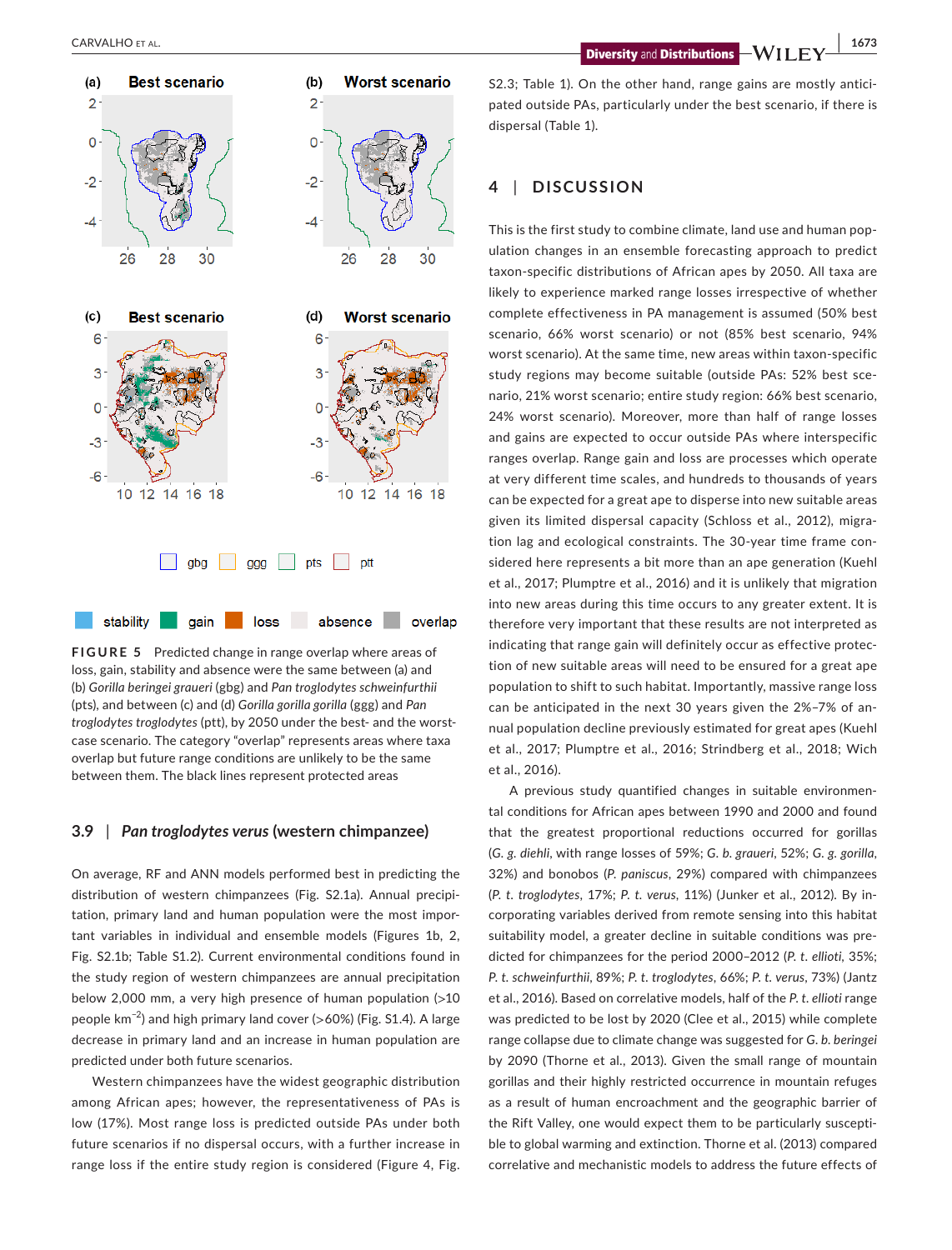FIGURE 5 Predicted change in range overlap where areas of loss, gain, stability and absence were the same between (a) and (b) *Gorilla beringei graueri* (gbg) and *Pan troglodytes schweinfurthii* (pts), and between (c) and (d) *Gorilla gorilla gorilla* (ggg) and *Pan troglodytes troglodytes* (ptt), by 2050 under the best- and the worst-case scenario. The category "overlap" represents areas where taxa overlap but future range conditions are unlikely to be the same between them. The black lines represent protected areas

### 3.9 | *Pan troglodytes verus* (western chimpanzee)

On average, RF and ANN models performed best in predicting the distribution of western chimpanzees (Fig. S2.1a). Annual precipitation, primary land and human population were the most important variables in individual and ensemble models (Figures 1b, 2, Fig. S2.1b; Table S1.2). Current environmental conditions found in the study region of western chimpanzees are annual precipitation below 2,000 mm, a very high presence of human population (>10 people km$^{-2}$) and high primary land cover (>60%) (Fig. S1.4). A large decrease in primary land and an increase in human population are predicted under both future scenarios.

Western chimpanzees have the widest geographic distribution among African apes; however, the representativeness of PAs is low (17%). Most range loss is predicted outside PAs under both future scenarios if no dispersal occurs, with a further increase in range loss if the entire study region is considered (Figure 4, Fig. S2.3; Table 1). On the other hand, range gains are mostly anticipated outside PAs, particularly under the best scenario, if there is dispersal (Table 1).

## 4 | DISCUSSION

This is the first study to combine climate, land use and human population changes in an ensemble forecasting approach to predict taxon-specific distributions of African apes by 2050. All taxa are likely to experience marked range losses irrespective of whether complete effectiveness in PA management is assumed (50% best scenario, 66% worst scenario) or not (85% best scenario, 94% worst scenario). At the same time, new areas within taxon-specific study regions may become suitable (outside PAs: 52% best scenario, 21% worst scenario; entire study region: 66% best scenario, 24% worst scenario). Moreover, more than half of range losses and gains are expected to occur outside PAs where interspecific ranges overlap. Range gain and loss are processes which operate at very different time scales, and hundreds to thousands of years can be expected for a great ape to disperse into new suitable areas given its limited dispersal capacity (Schloss et al., 2012), migration lag and ecological constraints. The 30-year time frame considered here represents a bit more than an ape generation (Kuehl et al., 2017; Plumptre et al., 2016) and it is unlikely that migration into new areas during this time occurs to any greater extent. It is therefore very important that these results are not interpreted as indicating that range gain will definitely occur as effective protection of new suitable areas will need to be ensured for a great ape population to shift to such habitat. Importantly, massive range loss can be anticipated in the next 30 years given the 2%–7% of annual population decline previously estimated for great apes (Kuehl et al., 2017; Plumptre et al., 2016; Strindberg et al., 2018; Wich et al., 2016).

A previous study quantified changes in suitable environmental conditions for African apes between 1990 and 2000 and found that the greatest proportional reductions occurred for gorillas (*G. g. diehli*, with range losses of 59%; *G. b. graueri*, 52%; *G. g. gorilla*, 32%) and bonobos (*P. paniscus*, 29%) compared with chimpanzees (*P. t. troglodytes*, 17%; *P. t. verus*, 11%) (Junker et al., 2012). By incorporating variables derived from remote sensing into this habitat suitability model, a greater decline in suitable conditions was predicted for chimpanzees for the period 2000–2012 (*P. t. ellioti*, 35%; *P. t. schweinfurthii*, 89%; *P. t. troglodytes*, 66%; *P. t. verus*, 73%) (Jantz et al., 2016). Based on correlative models, half of the *P. t. ellioti* range was predicted to be lost by 2020 (Clee et al., 2015) while complete range collapse due to climate change was suggested for *G. b. beringei* by 2090 (Thorne et al., 2013). Given the small range of mountain gorillas and their highly restricted occurrence in mountain refuges as a result of human encroachment and the geographic barrier of the Rift Valley, one would expect them to be particularly susceptible to global warming and extinction. Thorne et al. (2013) compared correlative and mechanistic models to address the future effects of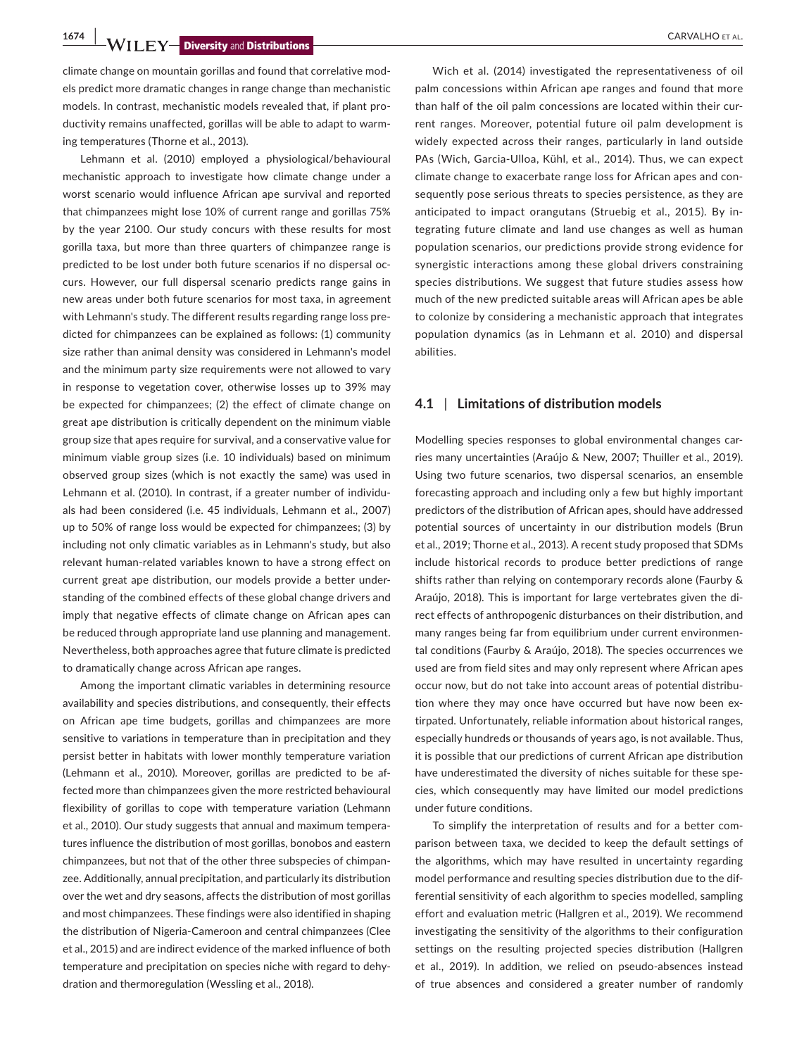climate change on mountain gorillas and found that correlative models predict more dramatic changes in range change than mechanistic models. In contrast, mechanistic models revealed that, if plant productivity remains unaffected, gorillas will be able to adapt to warming temperatures (Thorne et al., 2013).

Lehmann et al. (2010) employed a physiological/behavioural mechanistic approach to investigate how climate change under a worst scenario would influence African ape survival and reported that chimpanzees might lose 10% of current range and gorillas 75% by the year 2100. Our study concurs with these results for most gorilla taxa, but more than three quarters of chimpanzee range is predicted to be lost under both future scenarios if no dispersal occurs. However, our full dispersal scenario predicts range gains in new areas under both future scenarios for most taxa, in agreement with Lehmann's study. The different results regarding range loss predicted for chimpanzees can be explained as follows: (1) community size rather than animal density was considered in Lehmann's model and the minimum party size requirements were not allowed to vary in response to vegetation cover, otherwise losses up to 39% may be expected for chimpanzees; (2) the effect of climate change on great ape distribution is critically dependent on the minimum viable group size that apes require for survival, and a conservative value for minimum viable group sizes (i.e. 10 individuals) based on minimum observed group sizes (which is not exactly the same) was used in Lehmann et al. (2010). In contrast, if a greater number of individuals had been considered (i.e. 45 individuals, Lehmann et al., 2007) up to 50% of range loss would be expected for chimpanzees; (3) by including not only climatic variables as in Lehmann's study, but also relevant human-related variables known to have a strong effect on current great ape distribution, our models provide a better understanding of the combined effects of these global change drivers and imply that negative effects of climate change on African apes can be reduced through appropriate land use planning and management. Nevertheless, both approaches agree that future climate is predicted to dramatically change across African ape ranges.

Among the important climatic variables in determining resource availability and species distributions, and consequently, their effects on African ape time budgets, gorillas and chimpanzees are more sensitive to variations in temperature than in precipitation and they persist better in habitats with lower monthly temperature variation (Lehmann et al., 2010). Moreover, gorillas are predicted to be affected more than chimpanzees given the more restricted behavioural flexibility of gorillas to cope with temperature variation (Lehmann et al., 2010). Our study suggests that annual and maximum temperatures influence the distribution of most gorillas, bonobos and eastern chimpanzees, but not that of the other three subspecies of chimpanzee. Additionally, annual precipitation, and particularly its distribution over the wet and dry seasons, affects the distribution of most gorillas and most chimpanzees. These findings were also identified in shaping the distribution of Nigeria-Cameroon and central chimpanzees (Clee et al., 2015) and are indirect evidence of the marked influence of both temperature and precipitation on species niche with regard to dehydration and thermoregulation (Wessling et al., 2018).

Wich et al. (2014) investigated the representativeness of oil palm concessions within African ape ranges and found that more than half of the oil palm concessions are located within their current ranges. Moreover, potential future oil palm development is widely expected across their ranges, particularly in land outside PAs (Wich, Garcia-Ulloa, Kühl, et al., 2014). Thus, we can expect climate change to exacerbate range loss for African apes and consequently pose serious threats to species persistence, as they are anticipated to impact orangutans (Struebig et al., 2015). By integrating future climate and land use changes as well as human population scenarios, our predictions provide strong evidence for synergistic interactions among these global drivers constraining species distributions. We suggest that future studies assess how much of the new predicted suitable areas will African apes be able to colonize by considering a mechanistic approach that integrates population dynamics (as in Lehmann et al. 2010) and dispersal abilities.

### 4.1 | Limitations of distribution models

Modelling species responses to global environmental changes carries many uncertainties (Araújo & New, 2007; Thuiller et al., 2019). Using two future scenarios, two dispersal scenarios, an ensemble forecasting approach and including only a few but highly important predictors of the distribution of African apes, should have addressed potential sources of uncertainty in our distribution models (Brun et al., 2019; Thorne et al., 2013). A recent study proposed that SDMs include historical records to produce better predictions of range shifts rather than relying on contemporary records alone (Faurby & Araújo, 2018). This is important for large vertebrates given the direct effects of anthropogenic disturbances on their distribution, and many ranges being far from equilibrium under current environmental conditions (Faurby & Araújo, 2018). The species occurrences we used are from field sites and may only represent where African apes occur now, but do not take into account areas of potential distribution where they may once have occurred but have now been extirpated. Unfortunately, reliable information about historical ranges, especially hundreds or thousands of years ago, is not available. Thus, it is possible that our predictions of current African ape distribution have underestimated the diversity of niches suitable for these species, which consequently may have limited our model predictions under future conditions.

To simplify the interpretation of results and for a better comparison between taxa, we decided to keep the default settings of the algorithms, which may have resulted in uncertainty regarding model performance and resulting species distribution due to the differential sensitivity of each algorithm to species modelled, sampling effort and evaluation metric (Hallgren et al., 2019). We recommend investigating the sensitivity of the algorithms to their configuration settings on the resulting projected species distribution (Hallgren et al., 2019). In addition, we relied on pseudo-absences instead of true absences and considered a greater number of randomly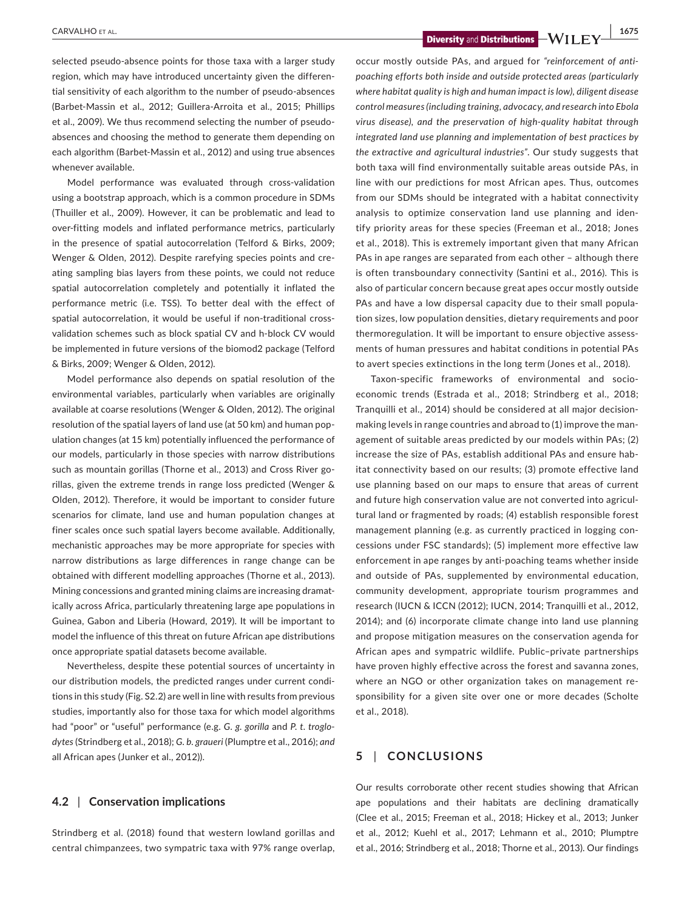selected pseudo-absence points for those taxa with a larger study region, which may have introduced uncertainty given the differential sensitivity of each algorithm to the number of pseudo-absences (Barbet-Massin et al., 2012; Guillera-Arroita et al., 2015; Phillips et al., 2009). We thus recommend selecting the number of pseudo-absences and choosing the method to generate them depending on each algorithm (Barbet-Massin et al., 2012) and using true absences whenever available.

Model performance was evaluated through cross-validation using a bootstrap approach, which is a common procedure in SDMs (Thuiller et al., 2009). However, it can be problematic and lead to over-fitting models and inflated performance metrics, particularly in the presence of spatial autocorrelation (Telford & Birks, 2009; Wenger & Olden, 2012). Despite rarefying species points and creating sampling bias layers from these points, we could not reduce spatial autocorrelation completely and potentially it inflated the performance metric (i.e. TSS). To better deal with the effect of spatial autocorrelation, it would be useful if non-traditional cross-validation schemes such as block spatial CV and h-block CV would be implemented in future versions of the biomod2 package (Telford & Birks, 2009; Wenger & Olden, 2012).

Model performance also depends on spatial resolution of the environmental variables, particularly when variables are originally available at coarse resolutions (Wenger & Olden, 2012). The original resolution of the spatial layers of land use (at 50 km) and human population changes (at 15 km) potentially influenced the performance of our models, particularly in those species with narrow distributions such as mountain gorillas (Thorne et al., 2013) and Cross River gorillas, given the extreme trends in range loss predicted (Wenger & Olden, 2012). Therefore, it would be important to consider future scenarios for climate, land use and human population changes at finer scales once such spatial layers become available. Additionally, mechanistic approaches may be more appropriate for species with narrow distributions as large differences in range change can be obtained with different modelling approaches (Thorne et al., 2013). Mining concessions and granted mining claims are increasing dramatically across Africa, particularly threatening large ape populations in Guinea, Gabon and Liberia (Howard, 2019). It will be important to model the influence of this threat on future African ape distributions once appropriate spatial datasets become available.

Nevertheless, despite these potential sources of uncertainty in our distribution models, the predicted ranges under current conditions in this study (Fig. S2.2) are well in line with results from previous studies, importantly also for those taxa for which model algorithms had "poor" or "useful" performance (e.g. *G. g. gorilla* and *P. t. troglodytes* (Strindberg et al., 2018); *G. b. graueri* (Plumptre et al., 2016); *and* all African apes (Junker et al., 2012)).

## 4.2 | Conservation implications

Strindberg et al. (2018) found that western lowland gorillas and central chimpanzees, two sympatric taxa with 97% range overlap, occur mostly outside PAs, and argued for *"reinforcement of anti-poaching efforts both inside and outside protected areas (particularly where habitat quality is high and human impact is low), diligent disease control measures (including training, advocacy, and research into Ebola virus disease), and the preservation of high-quality habitat through integrated land use planning and implementation of best practices by the extractive and agricultural industries"*. Our study suggests that both taxa will find environmentally suitable areas outside PAs, in line with our predictions for most African apes. Thus, outcomes from our SDMs should be integrated with a habitat connectivity analysis to optimize conservation land use planning and identify priority areas for these species (Freeman et al., 2018; Jones et al., 2018). This is extremely important given that many African PAs in ape ranges are separated from each other – although there is often transboundary connectivity (Santini et al., 2016). This is also of particular concern because great apes occur mostly outside PAs and have a low dispersal capacity due to their small population sizes, low population densities, dietary requirements and poor thermoregulation. It will be important to ensure objective assessments of human pressures and habitat conditions in potential PAs to avert species extinctions in the long term (Jones et al., 2018).

Taxon-specific frameworks of environmental and socio-economic trends (Estrada et al., 2018; Strindberg et al., 2018; Tranquilli et al., 2014) should be considered at all major decision-making levels in range countries and abroad to (1) improve the management of suitable areas predicted by our models within PAs; (2) increase the size of PAs, establish additional PAs and ensure habitat connectivity based on our results; (3) promote effective land use planning based on our maps to ensure that areas of current and future high conservation value are not converted into agricultural land or fragmented by roads; (4) establish responsible forest management planning (e.g. as currently practiced in logging concessions under FSC standards); (5) implement more effective law enforcement in ape ranges by anti-poaching teams whether inside and outside of PAs, supplemented by environmental education, community development, appropriate tourism programmes and research (IUCN & ICCN (2012); IUCN, 2014; Tranquilli et al., 2012, 2014); and (6) incorporate climate change into land use planning and propose mitigation measures on the conservation agenda for African apes and sympatric wildlife. Public–private partnerships have proven highly effective across the forest and savanna zones, where an NGO or other organization takes on management responsibility for a given site over one or more decades (Scholte et al., 2018).

# 5 | CONCLUSIONS

Our results corroborate other recent studies showing that African ape populations and their habitats are declining dramatically (Clee et al., 2015; Freeman et al., 2018; Hickey et al., 2013; Junker et al., 2012; Kuehl et al., 2017; Lehmann et al., 2010; Plumptre et al., 2016; Strindberg et al., 2018; Thorne et al., 2013). Our findings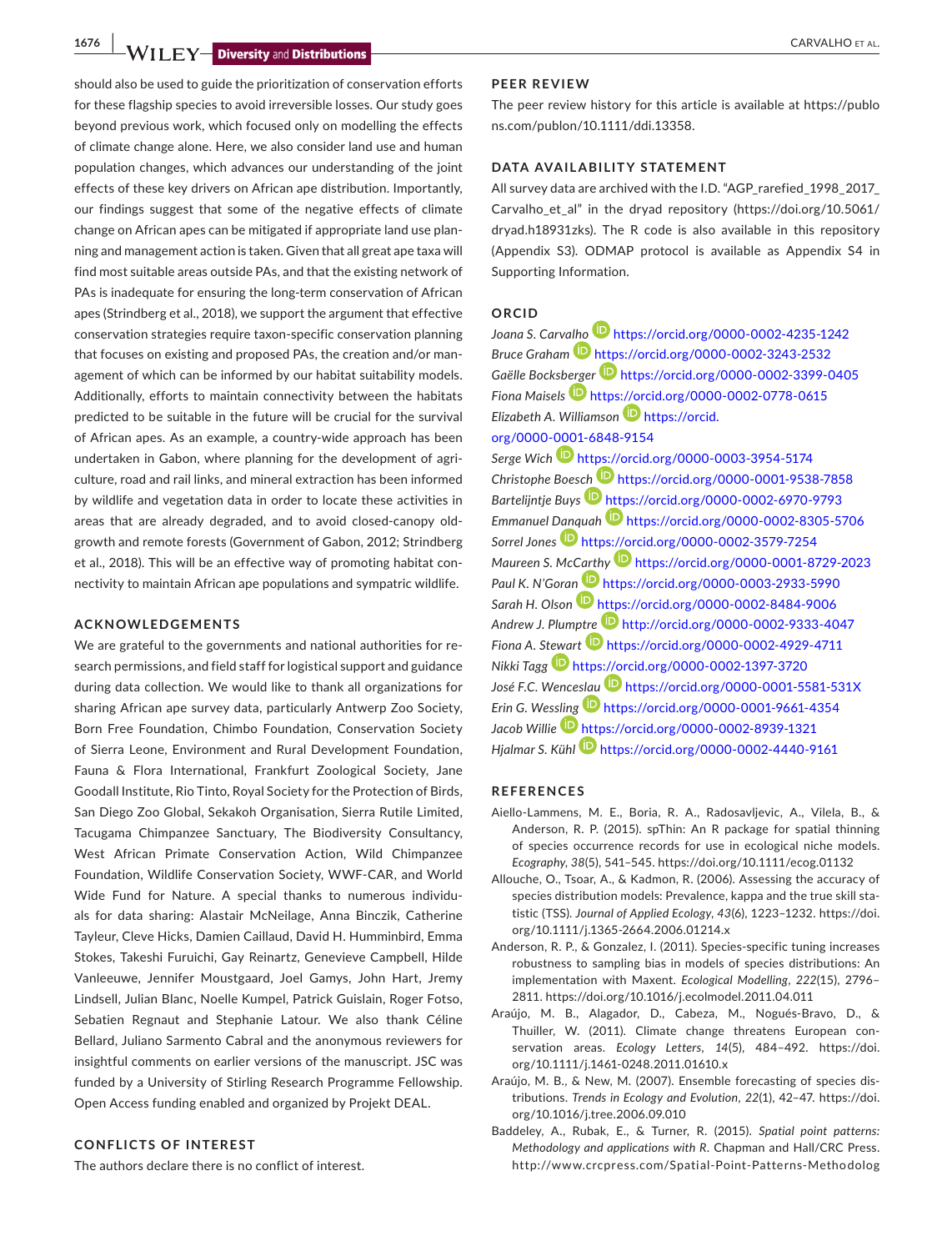should also be used to guide the prioritization of conservation efforts for these flagship species to avoid irreversible losses. Our study goes beyond previous work, which focused only on modelling the effects of climate change alone. Here, we also consider land use and human population changes, which advances our understanding of the joint effects of these key drivers on African ape distribution. Importantly, our findings suggest that some of the negative effects of climate change on African apes can be mitigated if appropriate land use planning and management action is taken. Given that all great ape taxa will find most suitable areas outside PAs, and that the existing network of PAs is inadequate for ensuring the long-term conservation of African apes (Strindberg et al., 2018), we support the argument that effective conservation strategies require taxon-specific conservation planning that focuses on existing and proposed PAs, the creation and/or management of which can be informed by our habitat suitability models. Additionally, efforts to maintain connectivity between the habitats predicted to be suitable in the future will be crucial for the survival of African apes. As an example, a country-wide approach has been undertaken in Gabon, where planning for the development of agriculture, road and rail links, and mineral extraction has been informed by wildlife and vegetation data in order to locate these activities in areas that are already degraded, and to avoid closed-canopy old-growth and remote forests (Government of Gabon, 2012; Strindberg et al., 2018). This will be an effective way of promoting habitat connectivity to maintain African ape populations and sympatric wildlife.

## ACKNOWLEDGEMENTS

We are grateful to the governments and national authorities for research permissions, and field staff for logistical support and guidance during data collection. We would like to thank all organizations for sharing African ape survey data, particularly Antwerp Zoo Society, Born Free Foundation, Chimbo Foundation, Conservation Society of Sierra Leone, Environment and Rural Development Foundation, Fauna & Flora International, Frankfurt Zoological Society, Jane Goodall Institute, Rio Tinto, Royal Society for the Protection of Birds, San Diego Zoo Global, Sekakoh Organisation, Sierra Rutile Limited, Tacugama Chimpanzee Sanctuary, The Biodiversity Consultancy, West African Primate Conservation Action, Wild Chimpanzee Foundation, Wildlife Conservation Society, WWF-CAR, and World Wide Fund for Nature. A special thanks to numerous individuals for data sharing: Alastair McNeilage, Anna Binczik, Catherine Tayleur, Cleve Hicks, Damien Caillaud, David H. Humminbird, Emma Stokes, Takeshi Furuichi, Gay Reinartz, Genevieve Campbell, Hilde Vanleeuwe, Jennifer Moustgaard, Joel Gamys, John Hart, Jremy Lindsell, Julian Blanc, Noelle Kumpel, Patrick Guislain, Roger Fotso, Sebatien Regnaut and Stephanie Latour. We also thank Céline Bellard, Juliano Sarmento Cabral and the anonymous reviewers for insightful comments on earlier versions of the manuscript. JSC was funded by a University of Stirling Research Programme Fellowship. Open Access funding enabled and organized by Projekt DEAL.

## CONFLICTS OF INTEREST

The authors declare there is no conflict of interest.

## PEER REVIEW

The peer review history for this article is available at https://publons.com/publon/10.1111/ddi.13358.

## DATA AVAILABILITY STATEMENT

All survey data are archived with the I.D. "AGP_rarefied_1998_2017_Carvalho_et_al" in the dryad repository (https://doi.org/10.5061/dryad.h18931zks). The R code is also available in this repository (Appendix S3). ODMAP protocol is available as Appendix S4 in Supporting Information.

## ORCID

*Joana S. Carvalho* https://orcid.org/0000-0002-4235-1242
*Bruce Graham* https://orcid.org/0000-0002-3243-2532
*Gaëlle Bocksberger* https://orcid.org/0000-0002-3399-0405
*Fiona Maisels* https://orcid.org/0000-0002-0778-0615
*Elizabeth A. Williamson* https://orcid.org/0000-0001-6848-9154
*Serge Wich* https://orcid.org/0000-0003-3954-5174
*Christophe Boesch* https://orcid.org/0000-0001-9538-7858
*Bartelijntje Buys* https://orcid.org/0000-0002-6970-9793
*Emmanuel Danquah* https://orcid.org/0000-0002-8305-5706
*Sorrel Jones* https://orcid.org/0000-0002-3579-7254
*Maureen S. McCarthy* https://orcid.org/0000-0001-8729-2023
*Paul K. N'Goran* https://orcid.org/0000-0003-2933-5990
*Sarah H. Olson* https://orcid.org/0000-0002-8484-9006
*Andrew J. Plumptre* http://orcid.org/0000-0002-9333-4047
*Fiona A. Stewart* https://orcid.org/0000-0002-4929-4711
*Nikki Tagg* https://orcid.org/0000-0002-1397-3720
*José F.C. Wenceslau* https://orcid.org/0000-0001-5581-531X
*Erin G. Wessling* https://orcid.org/0000-0001-9661-4354
*Jacob Willie* https://orcid.org/0000-0002-8939-1321
*Hjalmar S. Kühl* https://orcid.org/0000-0002-4440-9161

## REFERENCES

Aiello-Lammens, M. E., Boria, R. A., Radosavljevic, A., Vilela, B., & Anderson, R. P. (2015). spThin: An R package for spatial thinning of species occurrence records for use in ecological niche models. *Ecography*, *38*(5), 541–545. https://doi.org/10.1111/ecog.01132

Allouche, O., Tsoar, A., & Kadmon, R. (2006). Assessing the accuracy of species distribution models: Prevalence, kappa and the true skill statistic (TSS). *Journal of Applied Ecology*, *43*(6), 1223–1232. https://doi.org/10.1111/j.1365-2664.2006.01214.x

Anderson, R. P., & Gonzalez, I. (2011). Species-specific tuning increases robustness to sampling bias in models of species distributions: An implementation with Maxent. *Ecological Modelling*, *222*(15), 2796–2811. https://doi.org/10.1016/j.ecolmodel.2011.04.011

Araújo, M. B., Alagador, D., Cabeza, M., Nogués-Bravo, D., & Thuiller, W. (2011). Climate change threatens European conservation areas. *Ecology Letters*, *14*(5), 484–492. https://doi.org/10.1111/j.1461-0248.2011.01610.x

Araújo, M. B., & New, M. (2007). Ensemble forecasting of species distributions. *Trends in Ecology and Evolution*, *22*(1), 42–47. https://doi.org/10.1016/j.tree.2006.09.010

Baddeley, A., Rubak, E., & Turner, R. (2015). *Spatial point patterns: Methodology and applications with R*. Chapman and Hall/CRC Press. http://www.crcpress.com/Spatial-Point-Patterns-Methodolog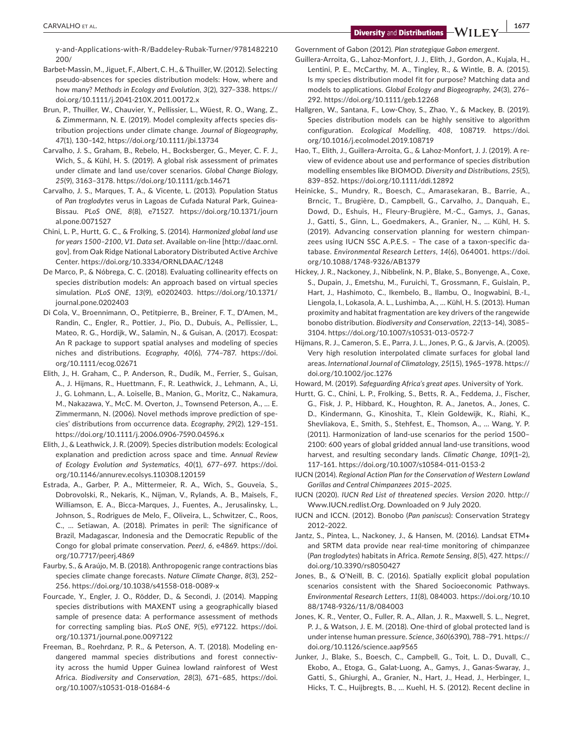y-and-Applications-with-R/Baddeley-Rubak-Turner/9781482210200/

Barbet-Massin, M., Jiguet, F., Albert, C. H., & Thuiller, W. (2012). Selecting pseudo-absences for species distribution models: How, where and how many? *Methods in Ecology and Evolution*, *3*(2), 327–338. https://doi.org/10.1111/j.2041-210X.2011.00172.x

Brun, P., Thuiller, W., Chauvier, Y., Pellissier, L., Wüest, R. O., Wang, Z., & Zimmermann, N. E. (2019). Model complexity affects species distribution projections under climate change. *Journal of Biogeography*, *47*(1), 130–142, https://doi.org/10.1111/jbi.13734

Carvalho, J. S., Graham, B., Rebelo, H., Bocksberger, G., Meyer, C. F. J., Wich, S., & Kühl, H. S. (2019). A global risk assessment of primates under climate and land use/cover scenarios. *Global Change Biology*, *25*(9), 3163–3178. https://doi.org/10.1111/gcb.14671

Carvalho, J. S., Marques, T. A., & Vicente, L. (2013). Population Status of *Pan troglodytes* verus in Lagoas de Cufada Natural Park, Guinea-Bissau. *PLoS ONE*, *8*(8), e71527. https://doi.org/10.1371/journal.pone.0071527

Chini, L. P., Hurtt, G. C., & Frolking, S. (2014). *Harmonized global land use for years 1500–2100, V1. Data set*. Available on-line [http://daac.ornl.gov]. from Oak Ridge National Laboratory Distributed Active Archive Center. https://doi.org/10.3334/ORNLDAAC/1248

De Marco, P., & Nóbrega, C. C. (2018). Evaluating collinearity effects on species distribution models: An approach based on virtual species simulation. *PLoS ONE*, *13*(9), e0202403. https://doi.org/10.1371/journal.pone.0202403

Di Cola, V., Broennimann, O., Petitpierre, B., Breiner, F. T., D'Amen, M., Randin, C., Engler, R., Pottier, J., Pio, D., Dubuis, A., Pellissier, L., Mateo, R. G., Hordijk, W., Salamin, N., & Guisan, A. (2017). Ecospat: An R package to support spatial analyses and modeling of species niches and distributions. *Ecography*, *40*(6), 774–787. https://doi.org/10.1111/ecog.02671

Elith, J., H. Graham, C., P. Anderson, R., Dudík, M., Ferrier, S., Guisan, A., J. Hijmans, R., Huettmann, F., R. Leathwick, J., Lehmann, A., Li, J., G. Lohmann, L., A. Loiselle, B., Manion, G., Moritz, C., Nakamura, M., Nakazawa, Y., McC. M. Overton, J., Townsend Peterson, A., … E. Zimmermann, N. (2006). Novel methods improve prediction of species' distributions from occurrence data. *Ecography*, *29*(2), 129–151. https://doi.org/10.1111/j.2006.0906-7590.04596.x

Elith, J., & Leathwick, J. R. (2009). Species distribution models: Ecological explanation and prediction across space and time. *Annual Review of Ecology Evolution and Systematics*, *40*(1), 677–697. https://doi.org/10.1146/annurev.ecolsys.110308.120159

Estrada, A., Garber, P. A., Mittermeier, R. A., Wich, S., Gouveia, S., Dobrovolski, R., Nekaris, K., Nijman, V., Rylands, A. B., Maisels, F., Williamson, E. A., Bicca-Marques, J., Fuentes, A., Jerusalinsky, L., Johnson, S., Rodrigues de Melo, F., Oliveira, L., Schwitzer, C., Roos, C., … Setiawan, A. (2018). Primates in peril: The significance of Brazil, Madagascar, Indonesia and the Democratic Republic of the Congo for global primate conservation. *PeerJ*, *6*, e4869. https://doi.org/10.7717/peerj.4869

Faurby, S., & Araújo, M. B. (2018). Anthropogenic range contractions bias species climate change forecasts. *Nature Climate Change*, *8*(3), 252–256. https://doi.org/10.1038/s41558-018-0089-x

Fourcade, Y., Engler, J. O., Rödder, D., & Secondi, J. (2014). Mapping species distributions with MAXENT using a geographically biased sample of presence data: A performance assessment of methods for correcting sampling bias. *PLoS ONE*, *9*(5), e97122. https://doi.org/10.1371/journal.pone.0097122

Freeman, B., Roehrdanz, P. R., & Peterson, A. T. (2018). Modeling endangered mammal species distributions and forest connectivity across the humid Upper Guinea lowland rainforest of West Africa. *Biodiversity and Conservation*, *28*(3), 671–685, https://doi.org/10.1007/s10531-018-01684-6

Government of Gabon (2012). *Plan strategique Gabon emergent*.

Guillera-Arroita, G., Lahoz-Monfort, J. J., Elith, J., Gordon, A., Kujala, H., Lentini, P. E., McCarthy, M. A., Tingley, R., & Wintle, B. A. (2015). Is my species distribution model fit for purpose? Matching data and models to applications. *Global Ecology and Biogeography*, *24*(3), 276–292. https://doi.org/10.1111/geb.12268

Hallgren, W., Santana, F., Low-Choy, S., Zhao, Y., & Mackey, B. (2019). Species distribution models can be highly sensitive to algorithm configuration. *Ecological Modelling*, *408*, 108719. https://doi.org/10.1016/j.ecolmodel.2019.108719

Hao, T., Elith, J., Guillera-Arroita, G., & Lahoz-Monfort, J. J. (2019). A review of evidence about use and performance of species distribution modelling ensembles like BIOMOD. *Diversity and Distributions*, *25*(5), 839–852. https://doi.org/10.1111/ddi.12892

Heinicke, S., Mundry, R., Boesch, C., Amarasekaran, B., Barrie, A., Brncic, T., Brugière, D., Campbell, G., Carvalho, J., Danquah, E., Dowd, D., Eshuis, H., Fleury-Brugière, M.-C., Gamys, J., Ganas, J., Gatti, S., Ginn, L., Goedmakers, A., Granier, N., … Kühl, H. S. (2019). Advancing conservation planning for western chimpanzees using IUCN SSC A.P.E.S. – The case of a taxon-specific database. *Environmental Research Letters*, *14*(6), 064001. https://doi.org/10.1088/1748-9326/AB1379

Hickey, J. R., Nackoney, J., Nibbelink, N. P., Blake, S., Bonyenge, A., Coxe, S., Dupain, J., Emetshu, M., Furuichi, T., Grossmann, F., Guislain, P., Hart, J., Hashimoto, C., Ikembelo, B., Ilambu, O., Inogwabini, B.-I., Liengola, I., Lokasola, A. L., Lushimba, A., … Kühl, H. S. (2013). Human proximity and habitat fragmentation are key drivers of the rangewide bonobo distribution. *Biodiversity and Conservation*, *22*(13–14), 3085–3104. https://doi.org/10.1007/s10531-013-0572-7

Hijmans, R. J., Cameron, S. E., Parra, J. L., Jones, P. G., & Jarvis, A. (2005). Very high resolution interpolated climate surfaces for global land areas. *International Journal of Climatology*, *25*(15), 1965–1978. https://doi.org/10.1002/joc.1276

Howard, M. (2019). *Safeguarding Africa's great apes*. University of York.

Hurtt, G. C., Chini, L. P., Frolking, S., Betts, R. A., Feddema, J., Fischer, G., Fisk, J. P., Hibbard, K., Houghton, R. A., Janetos, A., Jones, C. D., Kindermann, G., Kinoshita, T., Klein Goldewijk, K., Riahi, K., Shevliakova, E., Smith, S., Stehfest, E., Thomson, A., … Wang, Y. P. (2011). Harmonization of land-use scenarios for the period 1500–2100: 600 years of global gridded annual land-use transitions, wood harvest, and resulting secondary lands. *Climatic Change*, *109*(1–2), 117–161. https://doi.org/10.1007/s10584-011-0153-2

IUCN (2014). *Regional Action Plan for the Conservation of Western Lowland Gorillas and Central Chimpanzees 2015–2025*.

IUCN (2020). *IUCN Red List of threatened species. Version 2020*. http://Www.IUCN.redlist.Org. Downloaded on 9 July 2020.

IUCN and ICCN. (2012). Bonobo (*Pan paniscus*): Conservation Strategy 2012–2022.

Jantz, S., Pintea, L., Nackoney, J., & Hansen, M. (2016). Landsat ETM+ and SRTM data provide near real-time monitoring of chimpanzee (*Pan troglodytes*) habitats in Africa. *Remote Sensing*, *8*(5), 427. https://doi.org/10.3390/rs8050427

Jones, B., & O'Neill, B. C. (2016). Spatially explicit global population scenarios consistent with the Shared Socioeconomic Pathways. *Environmental Research Letters*, *11*(8), 084003. https://doi.org/10.1088/1748-9326/11/8/084003

Jones, K. R., Venter, O., Fuller, R. A., Allan, J. R., Maxwell, S. L., Negret, P. J., & Watson, J. E. M. (2018). One-third of global protected land is under intense human pressure. *Science*, *360*(6390), 788–791. https://doi.org/10.1126/science.aap9565

Junker, J., Blake, S., Boesch, C., Campbell, G., Toit, L. D., Duvall, C., Ekobo, A., Etoga, G., Galat-Luong, A., Gamys, J., Ganas-Swaray, J., Gatti, S., Ghiurghi, A., Granier, N., Hart, J., Head, J., Herbinger, I., Hicks, T. C., Huijbregts, B., … Kuehl, H. S. (2012). Recent decline in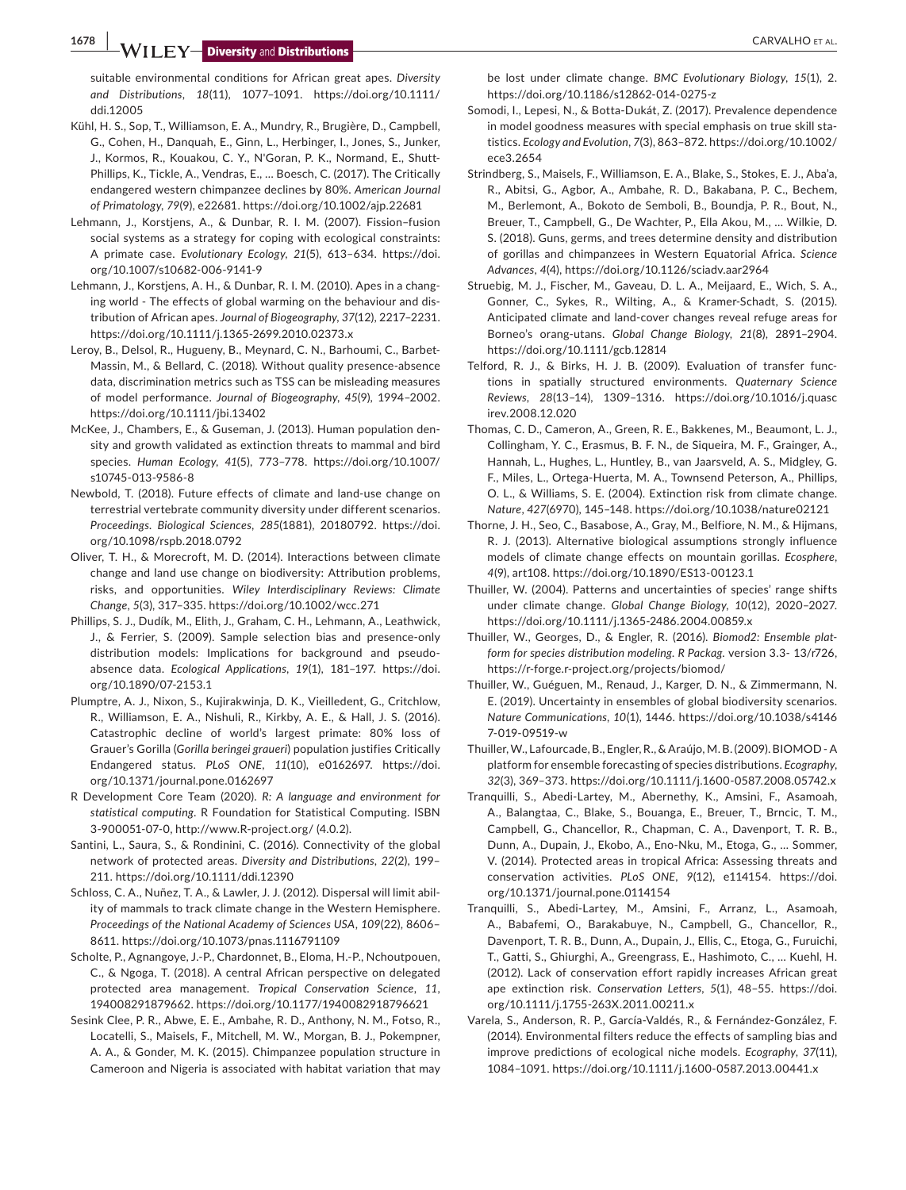suitable environmental conditions for African great apes. *Diversity and Distributions*, *18*(11), 1077–1091. https://doi.org/10.1111/ddi.12005

Kühl, H. S., Sop, T., Williamson, E. A., Mundry, R., Brugière, D., Campbell, G., Cohen, H., Danquah, E., Ginn, L., Herbinger, I., Jones, S., Junker, J., Kormos, R., Kouakou, C. Y., N'Goran, P. K., Normand, E., Shutt-Phillips, K., Tickle, A., Vendras, E., … Boesch, C. (2017). The Critically endangered western chimpanzee declines by 80%. *American Journal of Primatology*, *79*(9), e22681. https://doi.org/10.1002/ajp.22681

Lehmann, J., Korstjens, A., & Dunbar, R. I. M. (2007). Fission–fusion social systems as a strategy for coping with ecological constraints: A primate case. *Evolutionary Ecology*, *21*(5), 613–634. https://doi.org/10.1007/s10682-006-9141-9

Lehmann, J., Korstjens, A. H., & Dunbar, R. I. M. (2010). Apes in a changing world - The effects of global warming on the behaviour and distribution of African apes. *Journal of Biogeography*, *37*(12), 2217–2231. https://doi.org/10.1111/j.1365-2699.2010.02373.x

Leroy, B., Delsol, R., Hugueny, B., Meynard, C. N., Barhoumi, C., Barbet-Massin, M., & Bellard, C. (2018). Without quality presence-absence data, discrimination metrics such as TSS can be misleading measures of model performance. *Journal of Biogeography*, *45*(9), 1994–2002. https://doi.org/10.1111/jbi.13402

McKee, J., Chambers, E., & Guseman, J. (2013). Human population density and growth validated as extinction threats to mammal and bird species. *Human Ecology*, *41*(5), 773–778. https://doi.org/10.1007/s10745-013-9586-8

Newbold, T. (2018). Future effects of climate and land-use change on terrestrial vertebrate community diversity under different scenarios. *Proceedings. Biological Sciences*, *285*(1881), 20180792. https://doi.org/10.1098/rspb.2018.0792

Oliver, T. H., & Morecroft, M. D. (2014). Interactions between climate change and land use change on biodiversity: Attribution problems, risks, and opportunities. *Wiley Interdisciplinary Reviews: Climate Change*, *5*(3), 317–335. https://doi.org/10.1002/wcc.271

Phillips, S. J., Dudík, M., Elith, J., Graham, C. H., Lehmann, A., Leathwick, J., & Ferrier, S. (2009). Sample selection bias and presence-only distribution models: Implications for background and pseudo-absence data. *Ecological Applications*, *19*(1), 181–197. https://doi.org/10.1890/07-2153.1

Plumptre, A. J., Nixon, S., Kujirakwinja, D. K., Vieilledent, G., Critchlow, R., Williamson, E. A., Nishuli, R., Kirkby, A. E., & Hall, J. S. (2016). Catastrophic decline of world's largest primate: 80% loss of Grauer's Gorilla (*Gorilla beringei graueri*) population justifies Critically Endangered status. *PLoS ONE*, *11*(10), e0162697. https://doi.org/10.1371/journal.pone.0162697

R Development Core Team (2020). *R: A language and environment for statistical computing*. R Foundation for Statistical Computing. ISBN 3-900051-07-0, http://www.R-project.org/ (4.0.2).

Santini, L., Saura, S., & Rondinini, C. (2016). Connectivity of the global network of protected areas. *Diversity and Distributions*, *22*(2), 199–211. https://doi.org/10.1111/ddi.12390

Schloss, C. A., Nuñez, T. A., & Lawler, J. J. (2012). Dispersal will limit ability of mammals to track climate change in the Western Hemisphere. *Proceedings of the National Academy of Sciences USA*, *109*(22), 8606–8611. https://doi.org/10.1073/pnas.1116791109

Scholte, P., Agnangoye, J.-P., Chardonnet, B., Eloma, H.-P., Nchoutpouen, C., & Ngoga, T. (2018). A central African perspective on delegated protected area management. *Tropical Conservation Science*, *11*, 194008291879662. https://doi.org/10.1177/1940082918796621

Sesink Clee, P. R., Abwe, E. E., Ambahe, R. D., Anthony, N. M., Fotso, R., Locatelli, S., Maisels, F., Mitchell, M. W., Morgan, B. J., Pokempner, A. A., & Gonder, M. K. (2015). Chimpanzee population structure in Cameroon and Nigeria is associated with habitat variation that may be lost under climate change. *BMC Evolutionary Biology*, *15*(1), 2. https://doi.org/10.1186/s12862-014-0275-z

Somodi, I., Lepesi, N., & Botta-Dukát, Z. (2017). Prevalence dependence in model goodness measures with special emphasis on true skill statistics. *Ecology and Evolution*, *7*(3), 863–872. https://doi.org/10.1002/ece3.2654

Strindberg, S., Maisels, F., Williamson, E. A., Blake, S., Stokes, E. J., Aba'a, R., Abitsi, G., Agbor, A., Ambahe, R. D., Bakabana, P. C., Bechem, M., Berlemont, A., Bokoto de Semboli, B., Boundja, P. R., Bout, N., Breuer, T., Campbell, G., De Wachter, P., Ella Akou, M., … Wilkie, D. S. (2018). Guns, germs, and trees determine density and distribution of gorillas and chimpanzees in Western Equatorial Africa. *Science Advances*, *4*(4), https://doi.org/10.1126/sciadv.aar2964

Struebig, M. J., Fischer, M., Gaveau, D. L. A., Meijaard, E., Wich, S. A., Gonner, C., Sykes, R., Wilting, A., & Kramer-Schadt, S. (2015). Anticipated climate and land-cover changes reveal refuge areas for Borneo's orang-utans. *Global Change Biology*, *21*(8), 2891–2904. https://doi.org/10.1111/gcb.12814

Telford, R. J., & Birks, H. J. B. (2009). Evaluation of transfer functions in spatially structured environments. *Quaternary Science Reviews*, *28*(13–14), 1309–1316. https://doi.org/10.1016/j.quascirev.2008.12.020

Thomas, C. D., Cameron, A., Green, R. E., Bakkenes, M., Beaumont, L. J., Collingham, Y. C., Erasmus, B. F. N., de Siqueira, M. F., Grainger, A., Hannah, L., Hughes, L., Huntley, B., van Jaarsveld, A. S., Midgley, G. F., Miles, L., Ortega-Huerta, M. A., Townsend Peterson, A., Phillips, O. L., & Williams, S. E. (2004). Extinction risk from climate change. *Nature*, *427*(6970), 145–148. https://doi.org/10.1038/nature02121

Thorne, J. H., Seo, C., Basabose, A., Gray, M., Belfiore, N. M., & Hijmans, R. J. (2013). Alternative biological assumptions strongly influence models of climate change effects on mountain gorillas. *Ecosphere*, *4*(9), art108. https://doi.org/10.1890/ES13-00123.1

Thuiller, W. (2004). Patterns and uncertainties of species' range shifts under climate change. *Global Change Biology*, *10*(12), 2020–2027. https://doi.org/10.1111/j.1365-2486.2004.00859.x

Thuiller, W., Georges, D., & Engler, R. (2016). *Biomod2: Ensemble platform for species distribution modeling. R Packag.* version 3.3- 13/r726, https://r-forge.r-project.org/projects/biomod/

Thuiller, W., Guéguen, M., Renaud, J., Karger, D. N., & Zimmermann, N. E. (2019). Uncertainty in ensembles of global biodiversity scenarios. *Nature Communications*, *10*(1), 1446. https://doi.org/10.1038/s41467-019-09519-w

Thuiller, W., Lafourcade, B., Engler, R., & Araújo, M. B. (2009). BIOMOD - A platform for ensemble forecasting of species distributions. *Ecography*, *32*(3), 369–373. https://doi.org/10.1111/j.1600-0587.2008.05742.x

Tranquilli, S., Abedi-Lartey, M., Abernethy, K., Amsini, F., Asamoah, A., Balangtaa, C., Blake, S., Bouanga, E., Breuer, T., Brncic, T. M., Campbell, G., Chancellor, R., Chapman, C. A., Davenport, T. R. B., Dunn, A., Dupain, J., Ekobo, A., Eno-Nku, M., Etoga, G., … Sommer, V. (2014). Protected areas in tropical Africa: Assessing threats and conservation activities. *PLoS ONE*, *9*(12), e114154. https://doi.org/10.1371/journal.pone.0114154

Tranquilli, S., Abedi-Lartey, M., Amsini, F., Arranz, L., Asamoah, A., Babafemi, O., Barakabuye, N., Campbell, G., Chancellor, R., Davenport, T. R. B., Dunn, A., Dupain, J., Ellis, C., Etoga, G., Furuichi, T., Gatti, S., Ghiurghi, A., Greengrass, E., Hashimoto, C., … Kuehl, H. (2012). Lack of conservation effort rapidly increases African great ape extinction risk. *Conservation Letters*, *5*(1), 48–55. https://doi.org/10.1111/j.1755-263X.2011.00211.x

Varela, S., Anderson, R. P., García-Valdés, R., & Fernández-González, F. (2014). Environmental filters reduce the effects of sampling bias and improve predictions of ecological niche models. *Ecography*, *37*(11), 1084–1091. https://doi.org/10.1111/j.1600-0587.2013.00441.x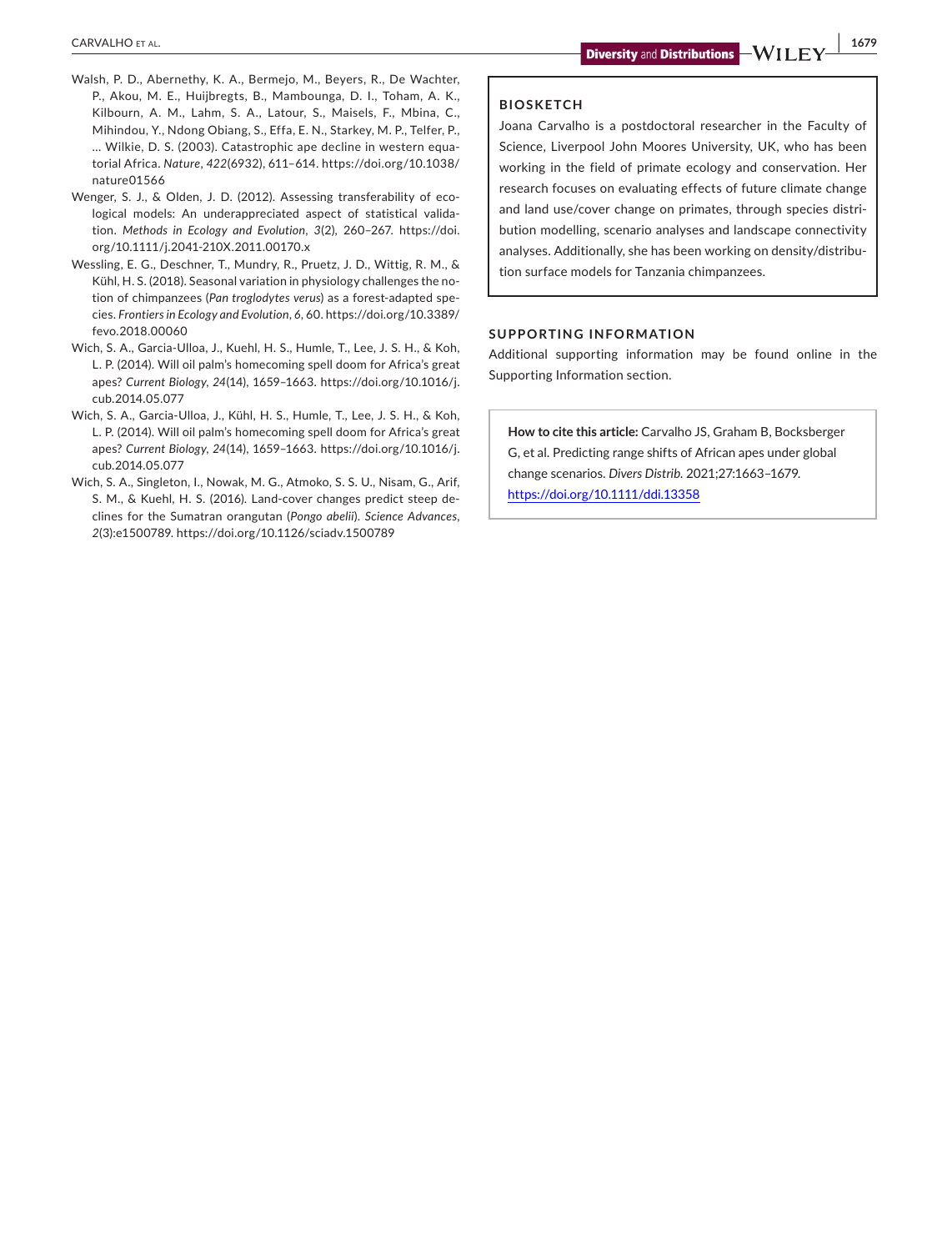Walsh, P. D., Abernethy, K. A., Bermejo, M., Beyers, R., De Wachter, P., Akou, M. E., Huijbregts, B., Mambounga, D. I., Toham, A. K., Kilbourn, A. M., Lahm, S. A., Latour, S., Maisels, F., Mbina, C., Mihindou, Y., Ndong Obiang, S., Effa, E. N., Starkey, M. P., Telfer, P., … Wilkie, D. S. (2003). Catastrophic ape decline in western equatorial Africa. *Nature*, *422*(6932), 611–614. https://doi.org/10.1038/nature01566

Wenger, S. J., & Olden, J. D. (2012). Assessing transferability of ecological models: An underappreciated aspect of statistical validation. *Methods in Ecology and Evolution*, *3*(2), 260–267. https://doi.org/10.1111/j.2041-210X.2011.00170.x

Wessling, E. G., Deschner, T., Mundry, R., Pruetz, J. D., Wittig, R. M., & Kühl, H. S. (2018). Seasonal variation in physiology challenges the notion of chimpanzees (*Pan troglodytes verus*) as a forest-adapted species. *Frontiers in Ecology and Evolution*, *6*, 60. https://doi.org/10.3389/fevo.2018.00060

Wich, S. A., Garcia-Ulloa, J., Kuehl, H. S., Humle, T., Lee, J. S. H., & Koh, L. P. (2014). Will oil palm's homecoming spell doom for Africa's great apes? *Current Biology*, *24*(14), 1659–1663. https://doi.org/10.1016/j.cub.2014.05.077

Wich, S. A., Garcia-Ulloa, J., Kühl, H. S., Humle, T., Lee, J. S. H., & Koh, L. P. (2014). Will oil palm's homecoming spell doom for Africa's great apes? *Current Biology*, *24*(14), 1659–1663. https://doi.org/10.1016/j.cub.2014.05.077

Wich, S. A., Singleton, I., Nowak, M. G., Atmoko, S. S. U., Nisam, G., Arif, S. M., & Kuehl, H. S. (2016). Land-cover changes predict steep declines for the Sumatran orangutan (*Pongo abelii*). *Science Advances*, *2*(3):e1500789. https://doi.org/10.1126/sciadv.1500789

## BIOSKETCH

Joana Carvalho is a postdoctoral researcher in the Faculty of Science, Liverpool John Moores University, UK, who has been working in the field of primate ecology and conservation. Her research focuses on evaluating effects of future climate change and land use/cover change on primates, through species distribution modelling, scenario analyses and landscape connectivity analyses. Additionally, she has been working on density/distribution surface models for Tanzania chimpanzees.

## SUPPORTING INFORMATION

Additional supporting information may be found online in the Supporting Information section.

**How to cite this article:** Carvalho JS, Graham B, Bocksberger G, et al. Predicting range shifts of African apes under global change scenarios. *Divers Distrib.* 2021;27:1663–1679. https://doi.org/10.1111/ddi.13358